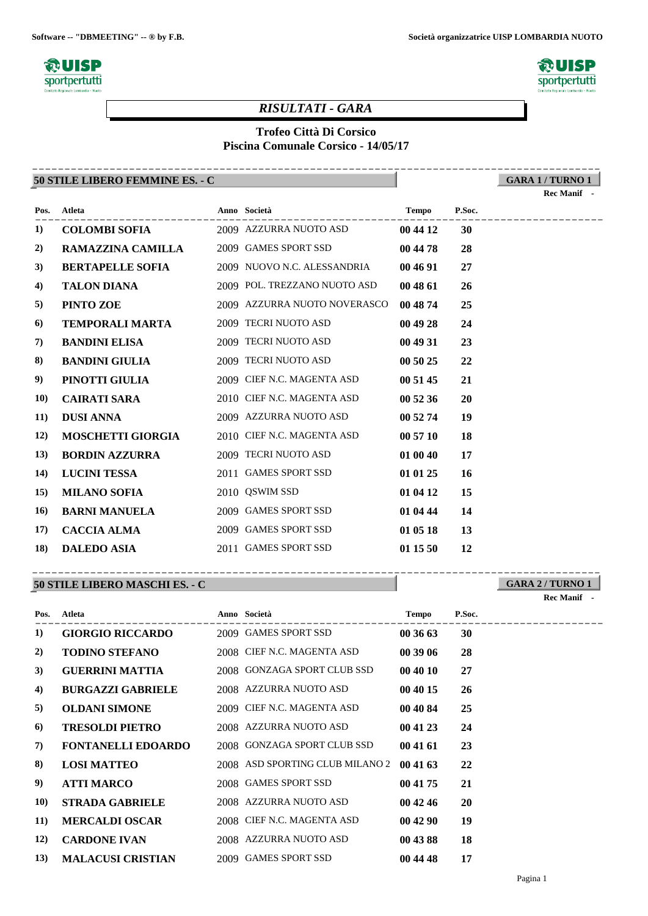Software -- "DBMEETING" -- ® by F.B. | Società organizzatrice UISP LOMBARDIA NUOTO

# *RISULTATI - GARA*

**Trofeo Città Di Corsico**
**Piscina Comunale Corsico - 14/05/17**

## 50 STILE LIBERO FEMMINE ES. - C

**GARA 1 / TURNO 1**
**Rec Manif -**

| Pos. | Atleta | Anno | Società | Tempo | P.Soc. |
|---|---|---|---|---|---|
| 1) | COLOMBI SOFIA | 2009 | AZZURRA NUOTO ASD | 00 44 12 | 30 |
| 2) | RAMAZZINA CAMILLA | 2009 | GAMES SPORT SSD | 00 44 78 | 28 |
| 3) | BERTAPELLE SOFIA | 2009 | NUOVO N.C. ALESSANDRIA | 00 46 91 | 27 |
| 4) | TALON DIANA | 2009 | POL. TREZZANO NUOTO ASD | 00 48 61 | 26 |
| 5) | PINTO ZOE | 2009 | AZZURRA NUOTO NOVERASCO | 00 48 74 | 25 |
| 6) | TEMPORALI MARTA | 2009 | TECRI NUOTO ASD | 00 49 28 | 24 |
| 7) | BANDINI ELISA | 2009 | TECRI NUOTO ASD | 00 49 31 | 23 |
| 8) | BANDINI GIULIA | 2009 | TECRI NUOTO ASD | 00 50 25 | 22 |
| 9) | PINOTTI GIULIA | 2009 | CIEF N.C. MAGENTA ASD | 00 51 45 | 21 |
| 10) | CAIRATI SARA | 2010 | CIEF N.C. MAGENTA ASD | 00 52 36 | 20 |
| 11) | DUSI ANNA | 2009 | AZZURRA NUOTO ASD | 00 52 74 | 19 |
| 12) | MOSCHETTI GIORGIA | 2010 | CIEF N.C. MAGENTA ASD | 00 57 10 | 18 |
| 13) | BORDIN AZZURRA | 2009 | TECRI NUOTO ASD | 01 00 40 | 17 |
| 14) | LUCINI TESSA | 2011 | GAMES SPORT SSD | 01 01 25 | 16 |
| 15) | MILANO SOFIA | 2010 | QSWIM SSD | 01 04 12 | 15 |
| 16) | BARNI MANUELA | 2009 | GAMES SPORT SSD | 01 04 44 | 14 |
| 17) | CACCIA ALMA | 2009 | GAMES SPORT SSD | 01 05 18 | 13 |
| 18) | DALEDO ASIA | 2011 | GAMES SPORT SSD | 01 15 50 | 12 |

## 50 STILE LIBERO MASCHI ES. - C

**GARA 2 / TURNO 1**
**Rec Manif -**

| Pos. | Atleta | Anno | Società | Tempo | P.Soc. |
|---|---|---|---|---|---|
| 1) | GIORGIO RICCARDO | 2009 | GAMES SPORT SSD | 00 36 63 | 30 |
| 2) | TODINO STEFANO | 2008 | CIEF N.C. MAGENTA ASD | 00 39 06 | 28 |
| 3) | GUERRINI MATTIA | 2008 | GONZAGA SPORT CLUB SSD | 00 40 10 | 27 |
| 4) | BURGAZZI GABRIELE | 2008 | AZZURRA NUOTO ASD | 00 40 15 | 26 |
| 5) | OLDANI SIMONE | 2009 | CIEF N.C. MAGENTA ASD | 00 40 84 | 25 |
| 6) | TRESOLDI PIETRO | 2008 | AZZURRA NUOTO ASD | 00 41 23 | 24 |
| 7) | FONTANELLI EDOARDO | 2008 | GONZAGA SPORT CLUB SSD | 00 41 61 | 23 |
| 8) | LOSI MATTEO | 2008 | ASD SPORTING CLUB MILANO 2 | 00 41 63 | 22 |
| 9) | ATTI MARCO | 2008 | GAMES SPORT SSD | 00 41 75 | 21 |
| 10) | STRADA GABRIELE | 2008 | AZZURRA NUOTO ASD | 00 42 46 | 20 |
| 11) | MERCALDI OSCAR | 2008 | CIEF N.C. MAGENTA ASD | 00 42 90 | 19 |
| 12) | CARDONE IVAN | 2008 | AZZURRA NUOTO ASD | 00 43 88 | 18 |
| 13) | MALACUSI CRISTIAN | 2009 | GAMES SPORT SSD | 00 44 48 | 17 |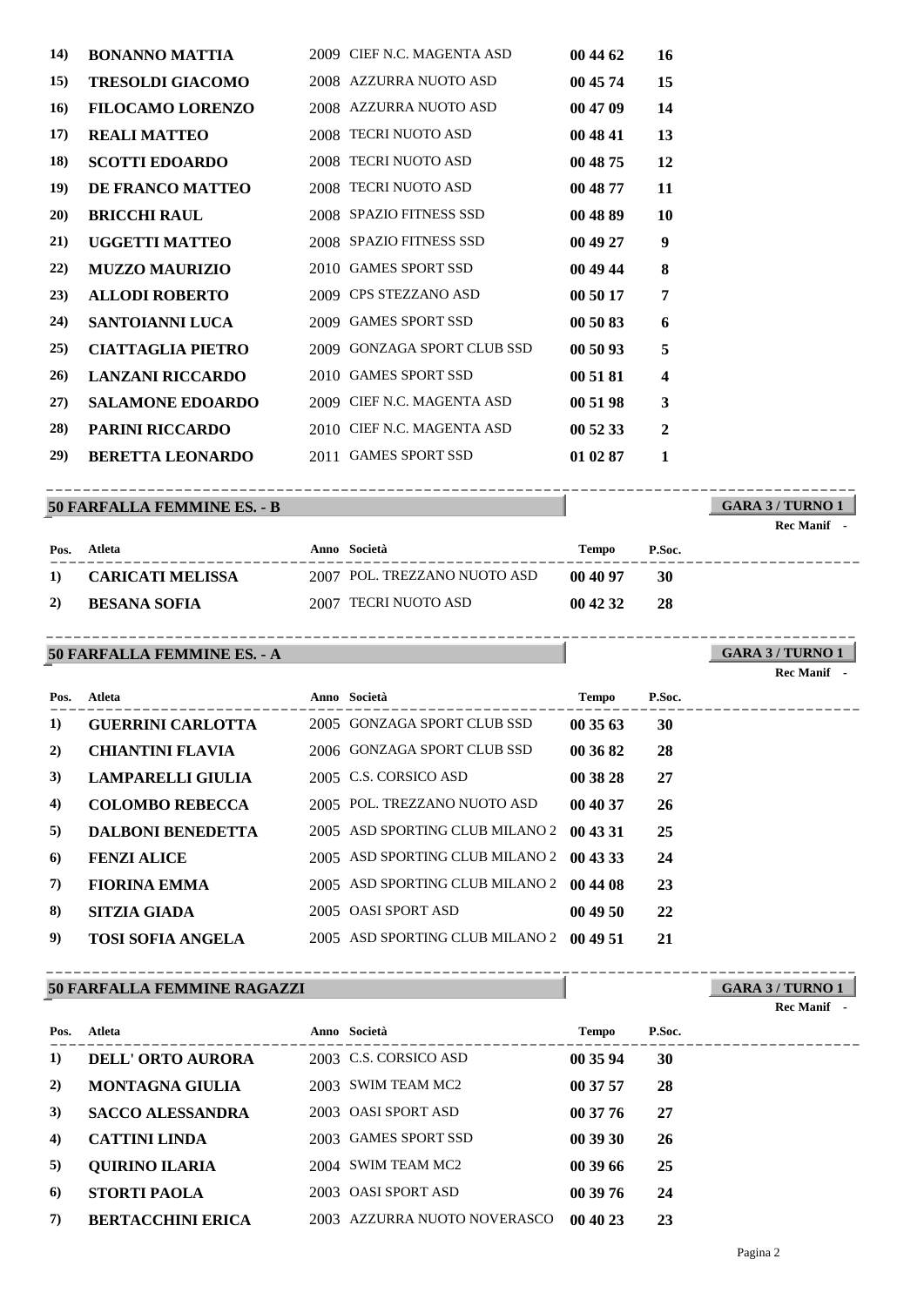| Pos. | Atleta | Anno | Società | Tempo | P.Soc. |
|---|---|---|---|---|---|
| 14) | BONANNO MATTIA | 2009 | CIEF N.C. MAGENTA ASD | 00 44 62 | 16 |
| 15) | TRESOLDI GIACOMO | 2008 | AZZURRA NUOTO ASD | 00 45 74 | 15 |
| 16) | FILOCAMO LORENZO | 2008 | AZZURRA NUOTO ASD | 00 47 09 | 14 |
| 17) | REALI MATTEO | 2008 | TECRI NUOTO ASD | 00 48 41 | 13 |
| 18) | SCOTTI EDOARDO | 2008 | TECRI NUOTO ASD | 00 48 75 | 12 |
| 19) | DE FRANCO MATTEO | 2008 | TECRI NUOTO ASD | 00 48 77 | 11 |
| 20) | BRICCHI RAUL | 2008 | SPAZIO FITNESS SSD | 00 48 89 | 10 |
| 21) | UGGETTI MATTEO | 2008 | SPAZIO FITNESS SSD | 00 49 27 | 9 |
| 22) | MUZZO MAURIZIO | 2010 | GAMES SPORT SSD | 00 49 44 | 8 |
| 23) | ALLODI ROBERTO | 2009 | CPS STEZZANO ASD | 00 50 17 | 7 |
| 24) | SANTOIANNI LUCA | 2009 | GAMES SPORT SSD | 00 50 83 | 6 |
| 25) | CIATTAGLIA PIETRO | 2009 | GONZAGA SPORT CLUB SSD | 00 50 93 | 5 |
| 26) | LANZANI RICCARDO | 2010 | GAMES SPORT SSD | 00 51 81 | 4 |
| 27) | SALAMONE EDOARDO | 2009 | CIEF N.C. MAGENTA ASD | 00 51 98 | 3 |
| 28) | PARINI RICCARDO | 2010 | CIEF N.C. MAGENTA ASD | 00 52 33 | 2 |
| 29) | BERETTA LEONARDO | 2011 | GAMES SPORT SSD | 01 02 87 | 1 |

## 50 FARFALLA FEMMINE ES. - B

**GARA 3 / TURNO 1**

**Rec Manif** -

| Pos. | Atleta | Anno | Società | Tempo | P.Soc. |
|---|---|---|---|---|---|
| 1) | CARICATI MELISSA | 2007 | POL. TREZZANO NUOTO ASD | 00 40 97 | 30 |
| 2) | BESANA SOFIA | 2007 | TECRI NUOTO ASD | 00 42 32 | 28 |

## 50 FARFALLA FEMMINE ES. - A

**GARA 3 / TURNO 1**

**Rec Manif** -

| Pos. | Atleta | Anno | Società | Tempo | P.Soc. |
|---|---|---|---|---|---|
| 1) | GUERRINI CARLOTTA | 2005 | GONZAGA SPORT CLUB SSD | 00 35 63 | 30 |
| 2) | CHIANTINI FLAVIA | 2006 | GONZAGA SPORT CLUB SSD | 00 36 82 | 28 |
| 3) | LAMPARELLI GIULIA | 2005 | C.S. CORSICO ASD | 00 38 28 | 27 |
| 4) | COLOMBO REBECCA | 2005 | POL. TREZZANO NUOTO ASD | 00 40 37 | 26 |
| 5) | DALBONI BENEDETTA | 2005 | ASD SPORTING CLUB MILANO 2 | 00 43 31 | 25 |
| 6) | FENZI ALICE | 2005 | ASD SPORTING CLUB MILANO 2 | 00 43 33 | 24 |
| 7) | FIORINA EMMA | 2005 | ASD SPORTING CLUB MILANO 2 | 00 44 08 | 23 |
| 8) | SITZIA GIADA | 2005 | OASI SPORT ASD | 00 49 50 | 22 |
| 9) | TOSI SOFIA ANGELA | 2005 | ASD SPORTING CLUB MILANO 2 | 00 49 51 | 21 |

## 50 FARFALLA FEMMINE RAGAZZI

**GARA 3 / TURNO 1**

**Rec Manif** -

| Pos. | Atleta | Anno | Società | Tempo | P.Soc. |
|---|---|---|---|---|---|
| 1) | DELL' ORTO AURORA | 2003 | C.S. CORSICO ASD | 00 35 94 | 30 |
| 2) | MONTAGNA GIULIA | 2003 | SWIM TEAM MC2 | 00 37 57 | 28 |
| 3) | SACCO ALESSANDRA | 2003 | OASI SPORT ASD | 00 37 76 | 27 |
| 4) | CATTINI LINDA | 2003 | GAMES SPORT SSD | 00 39 30 | 26 |
| 5) | QUIRINO ILARIA | 2004 | SWIM TEAM MC2 | 00 39 66 | 25 |
| 6) | STORTI PAOLA | 2003 | OASI SPORT ASD | 00 39 76 | 24 |
| 7) | BERTACCHINI ERICA | 2003 | AZZURRA NUOTO NOVERASCO | 00 40 23 | 23 |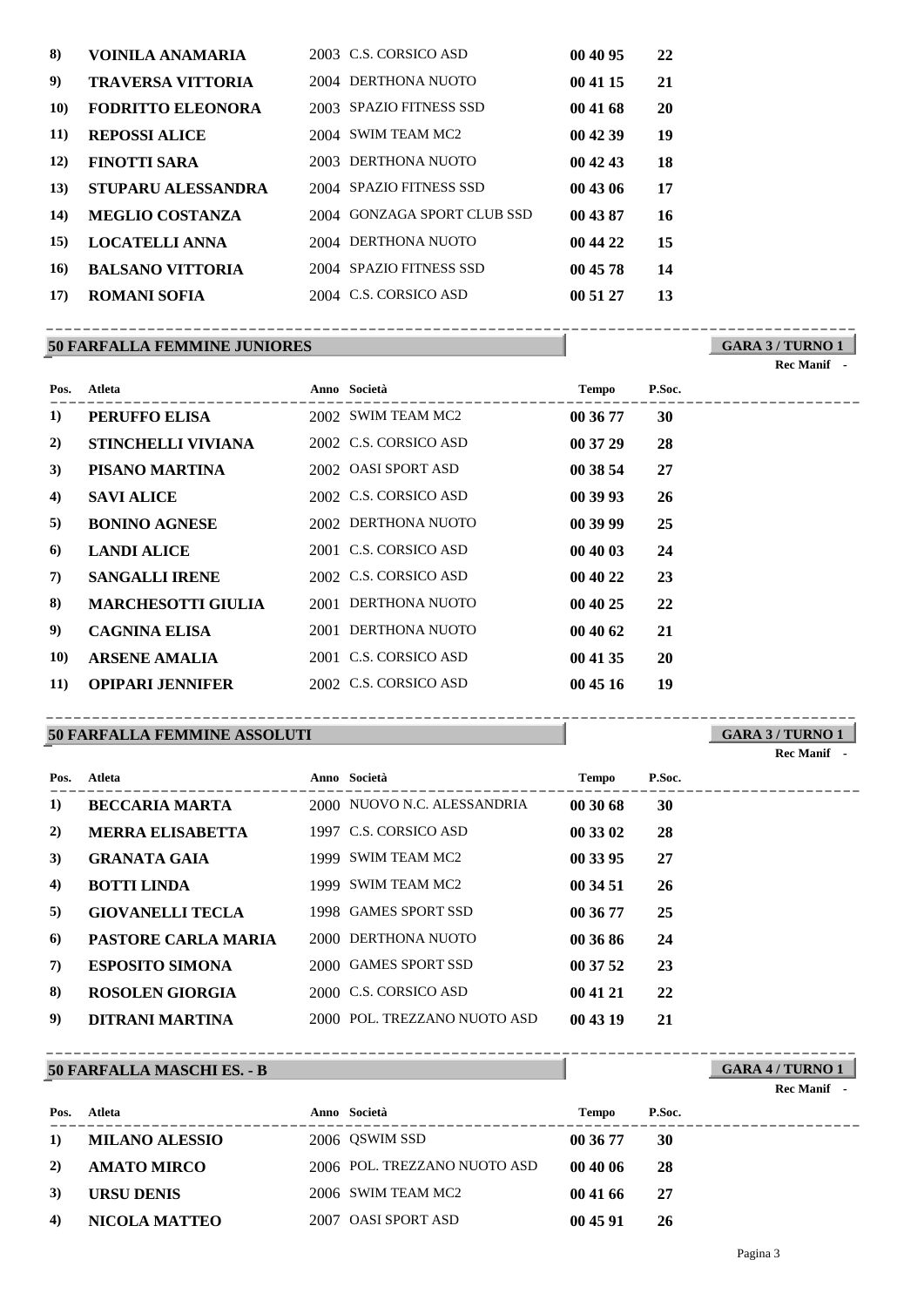| | | | | | |
|---|---|---|---|---|---|
| **8)** | **VOINILA ANAMARIA** | 2003 | C.S. CORSICO ASD | **00 40 95** | **22** |
| **9)** | **TRAVERSA VITTORIA** | 2004 | DERTHONA NUOTO | **00 41 15** | **21** |
| **10)** | **FODRITTO ELEONORA** | 2003 | SPAZIO FITNESS SSD | **00 41 68** | **20** |
| **11)** | **REPOSSI ALICE** | 2004 | SWIM TEAM MC2 | **00 42 39** | **19** |
| **12)** | **FINOTTI SARA** | 2003 | DERTHONA NUOTO | **00 42 43** | **18** |
| **13)** | **STUPARU ALESSANDRA** | 2004 | SPAZIO FITNESS SSD | **00 43 06** | **17** |
| **14)** | **MEGLIO COSTANZA** | 2004 | GONZAGA SPORT CLUB SSD | **00 43 87** | **16** |
| **15)** | **LOCATELLI ANNA** | 2004 | DERTHONA NUOTO | **00 44 22** | **15** |
| **16)** | **BALSANO VITTORIA** | 2004 | SPAZIO FITNESS SSD | **00 45 78** | **14** |
| **17)** | **ROMANI SOFIA** | 2004 | C.S. CORSICO ASD | **00 51 27** | **13** |

## 50 FARFALLA FEMMINE JUNIORES

**GARA 3 / TURNO 1**

**Rec Manif** -

| Pos. | Atleta | Anno | Società | Tempo | P.Soc. |
|---|---|---|---|---|---|
| **1)** | **PERUFFO ELISA** | 2002 | SWIM TEAM MC2 | **00 36 77** | **30** |
| **2)** | **STINCHELLI VIVIANA** | 2002 | C.S. CORSICO ASD | **00 37 29** | **28** |
| **3)** | **PISANO MARTINA** | 2002 | OASI SPORT ASD | **00 38 54** | **27** |
| **4)** | **SAVI ALICE** | 2002 | C.S. CORSICO ASD | **00 39 93** | **26** |
| **5)** | **BONINO AGNESE** | 2002 | DERTHONA NUOTO | **00 39 99** | **25** |
| **6)** | **LANDI ALICE** | 2001 | C.S. CORSICO ASD | **00 40 03** | **24** |
| **7)** | **SANGALLI IRENE** | 2002 | C.S. CORSICO ASD | **00 40 22** | **23** |
| **8)** | **MARCHESOTTI GIULIA** | 2001 | DERTHONA NUOTO | **00 40 25** | **22** |
| **9)** | **CAGNINA ELISA** | 2001 | DERTHONA NUOTO | **00 40 62** | **21** |
| **10)** | **ARSENE AMALIA** | 2001 | C.S. CORSICO ASD | **00 41 35** | **20** |
| **11)** | **OPIPARI JENNIFER** | 2002 | C.S. CORSICO ASD | **00 45 16** | **19** |

## 50 FARFALLA FEMMINE ASSOLUTI

**GARA 3 / TURNO 1**

**Rec Manif** -

| Pos. | Atleta | Anno | Società | Tempo | P.Soc. |
|---|---|---|---|---|---|
| **1)** | **BECCARIA MARTA** | 2000 | NUOVO N.C. ALESSANDRIA | **00 30 68** | **30** |
| **2)** | **MERRA ELISABETTA** | 1997 | C.S. CORSICO ASD | **00 33 02** | **28** |
| **3)** | **GRANATA GAIA** | 1999 | SWIM TEAM MC2 | **00 33 95** | **27** |
| **4)** | **BOTTI LINDA** | 1999 | SWIM TEAM MC2 | **00 34 51** | **26** |
| **5)** | **GIOVANELLI TECLA** | 1998 | GAMES SPORT SSD | **00 36 77** | **25** |
| **6)** | **PASTORE CARLA MARIA** | 2000 | DERTHONA NUOTO | **00 36 86** | **24** |
| **7)** | **ESPOSITO SIMONA** | 2000 | GAMES SPORT SSD | **00 37 52** | **23** |
| **8)** | **ROSOLEN GIORGIA** | 2000 | C.S. CORSICO ASD | **00 41 21** | **22** |
| **9)** | **DITRANI MARTINA** | 2000 | POL. TREZZANO NUOTO ASD | **00 43 19** | **21** |

## 50 FARFALLA MASCHI ES. - B

**GARA 4 / TURNO 1**

**Rec Manif** -

| Pos. | Atleta | Anno | Società | Tempo | P.Soc. |
|---|---|---|---|---|---|
| **1)** | **MILANO ALESSIO** | 2006 | QSWIM SSD | **00 36 77** | **30** |
| **2)** | **AMATO MIRCO** | 2006 | POL. TREZZANO NUOTO ASD | **00 40 06** | **28** |
| **3)** | **URSU DENIS** | 2006 | SWIM TEAM MC2 | **00 41 66** | **27** |
| **4)** | **NICOLA MATTEO** | 2007 | OASI SPORT ASD | **00 45 91** | **26** |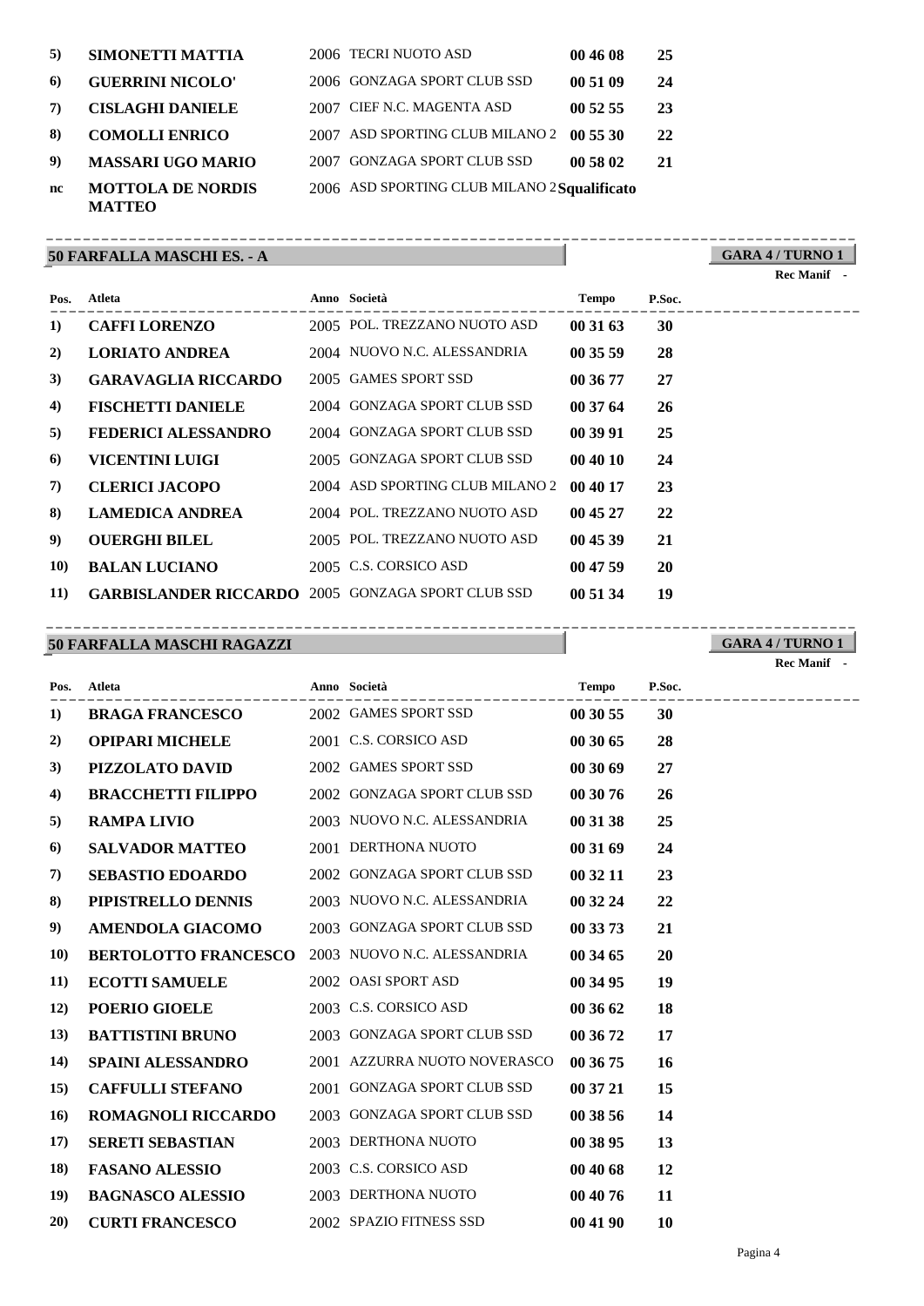| | | | | | |
|---|---|---|---|---|---|
| 5) | SIMONETTI MATTIA | 2006 | TECRI NUOTO ASD | 00 46 08 | 25 |
| 6) | GUERRINI NICOLO' | 2006 | GONZAGA SPORT CLUB SSD | 00 51 09 | 24 |
| 7) | CISLAGHI DANIELE | 2007 | CIEF N.C. MAGENTA ASD | 00 52 55 | 23 |
| 8) | COMOLLI ENRICO | 2007 | ASD SPORTING CLUB MILANO 2 | 00 55 30 | 22 |
| 9) | MASSARI UGO MARIO | 2007 | GONZAGA SPORT CLUB SSD | 00 58 02 | 21 |
| nc | MOTTOLA DE NORDIS MATTEO | 2006 | ASD SPORTING CLUB MILANO 2 | Squalificato | |

## 50 FARFALLA MASCHI ES. - A

**GARA 4 / TURNO 1**

**Rec Manif** -

| Pos. | Atleta | Anno | Società | Tempo | P.Soc. |
|---|---|---|---|---|---|
| 1) | CAFFI LORENZO | 2005 | POL. TREZZANO NUOTO ASD | 00 31 63 | 30 |
| 2) | LORIATO ANDREA | 2004 | NUOVO N.C. ALESSANDRIA | 00 35 59 | 28 |
| 3) | GARAVAGLIA RICCARDO | 2005 | GAMES SPORT SSD | 00 36 77 | 27 |
| 4) | FISCHETTI DANIELE | 2004 | GONZAGA SPORT CLUB SSD | 00 37 64 | 26 |
| 5) | FEDERICI ALESSANDRO | 2004 | GONZAGA SPORT CLUB SSD | 00 39 91 | 25 |
| 6) | VICENTINI LUIGI | 2005 | GONZAGA SPORT CLUB SSD | 00 40 10 | 24 |
| 7) | CLERICI JACOPO | 2004 | ASD SPORTING CLUB MILANO 2 | 00 40 17 | 23 |
| 8) | LAMEDICA ANDREA | 2004 | POL. TREZZANO NUOTO ASD | 00 45 27 | 22 |
| 9) | OUERGHI BILEL | 2005 | POL. TREZZANO NUOTO ASD | 00 45 39 | 21 |
| 10) | BALAN LUCIANO | 2005 | C.S. CORSICO ASD | 00 47 59 | 20 |
| 11) | GARBISLANDER RICCARDO | 2005 | GONZAGA SPORT CLUB SSD | 00 51 34 | 19 |

## 50 FARFALLA MASCHI RAGAZZI

**GARA 4 / TURNO 1**

**Rec Manif** -

| Pos. | Atleta | Anno | Società | Tempo | P.Soc. |
|---|---|---|---|---|---|
| 1) | BRAGA FRANCESCO | 2002 | GAMES SPORT SSD | 00 30 55 | 30 |
| 2) | OPIPARI MICHELE | 2001 | C.S. CORSICO ASD | 00 30 65 | 28 |
| 3) | PIZZOLATO DAVID | 2002 | GAMES SPORT SSD | 00 30 69 | 27 |
| 4) | BRACCHETTI FILIPPO | 2002 | GONZAGA SPORT CLUB SSD | 00 30 76 | 26 |
| 5) | RAMPA LIVIO | 2003 | NUOVO N.C. ALESSANDRIA | 00 31 38 | 25 |
| 6) | SALVADOR MATTEO | 2001 | DERTHONA NUOTO | 00 31 69 | 24 |
| 7) | SEBASTIO EDOARDO | 2002 | GONZAGA SPORT CLUB SSD | 00 32 11 | 23 |
| 8) | PIPISTRELLO DENNIS | 2003 | NUOVO N.C. ALESSANDRIA | 00 32 24 | 22 |
| 9) | AMENDOLA GIACOMO | 2003 | GONZAGA SPORT CLUB SSD | 00 33 73 | 21 |
| 10) | BERTOLOTTO FRANCESCO | 2003 | NUOVO N.C. ALESSANDRIA | 00 34 65 | 20 |
| 11) | ECOTTI SAMUELE | 2002 | OASI SPORT ASD | 00 34 95 | 19 |
| 12) | POERIO GIOELE | 2003 | C.S. CORSICO ASD | 00 36 62 | 18 |
| 13) | BATTISTINI BRUNO | 2003 | GONZAGA SPORT CLUB SSD | 00 36 72 | 17 |
| 14) | SPAINI ALESSANDRO | 2001 | AZZURRA NUOTO NOVERASCO | 00 36 75 | 16 |
| 15) | CAFFULLI STEFANO | 2001 | GONZAGA SPORT CLUB SSD | 00 37 21 | 15 |
| 16) | ROMAGNOLI RICCARDO | 2003 | GONZAGA SPORT CLUB SSD | 00 38 56 | 14 |
| 17) | SERETI SEBASTIAN | 2003 | DERTHONA NUOTO | 00 38 95 | 13 |
| 18) | FASANO ALESSIO | 2003 | C.S. CORSICO ASD | 00 40 68 | 12 |
| 19) | BAGNASCO ALESSIO | 2003 | DERTHONA NUOTO | 00 40 76 | 11 |
| 20) | CURTI FRANCESCO | 2002 | SPAZIO FITNESS SSD | 00 41 90 | 10 |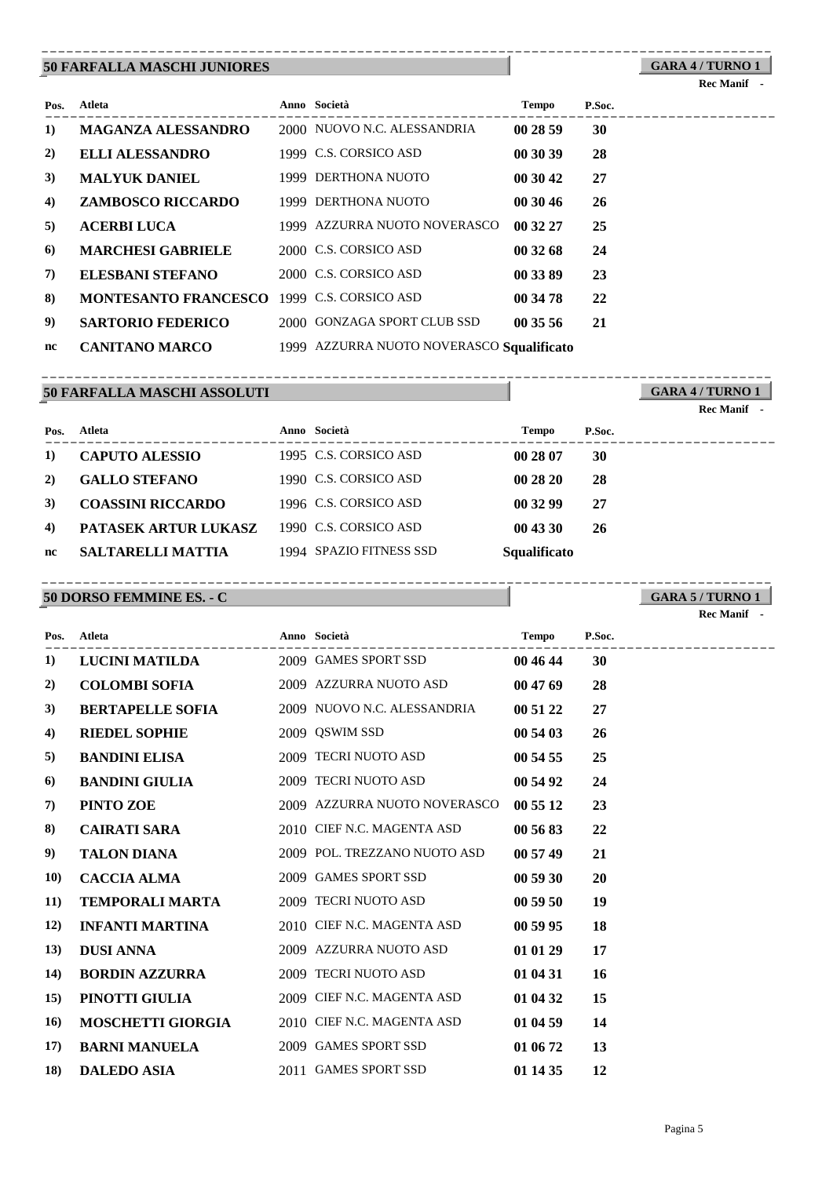## 50 FARFALLA MASCHI JUNIORES

**GARA 4 / TURNO 1**

**Rec Manif** -

| Pos. | Atleta | Anno | Società | Tempo | P.Soc. |
|---|---|---|---|---|---|
| 1) | **MAGANZA ALESSANDRO** | 2000 | NUOVO N.C. ALESSANDRIA | **00 28 59** | **30** |
| 2) | **ELLI ALESSANDRO** | 1999 | C.S. CORSICO ASD | **00 30 39** | **28** |
| 3) | **MALYUK DANIEL** | 1999 | DERTHONA NUOTO | **00 30 42** | **27** |
| 4) | **ZAMBOSCO RICCARDO** | 1999 | DERTHONA NUOTO | **00 30 46** | **26** |
| 5) | **ACERBI LUCA** | 1999 | AZZURRA NUOTO NOVERASCO | **00 32 27** | **25** |
| 6) | **MARCHESI GABRIELE** | 2000 | C.S. CORSICO ASD | **00 32 68** | **24** |
| 7) | **ELESBANI STEFANO** | 2000 | C.S. CORSICO ASD | **00 33 89** | **23** |
| 8) | **MONTESANTO FRANCESCO** | 1999 | C.S. CORSICO ASD | **00 34 78** | **22** |
| 9) | **SARTORIO FEDERICO** | 2000 | GONZAGA SPORT CLUB SSD | **00 35 56** | **21** |
| nc | **CANITANO MARCO** | 1999 | AZZURRA NUOTO NOVERASCO | **Squalificato** | |

## 50 FARFALLA MASCHI ASSOLUTI

**GARA 4 / TURNO 1**

**Rec Manif** -

| Pos. | Atleta | Anno | Società | Tempo | P.Soc. |
|---|---|---|---|---|---|
| 1) | **CAPUTO ALESSIO** | 1995 | C.S. CORSICO ASD | **00 28 07** | **30** |
| 2) | **GALLO STEFANO** | 1990 | C.S. CORSICO ASD | **00 28 20** | **28** |
| 3) | **COASSINI RICCARDO** | 1996 | C.S. CORSICO ASD | **00 32 99** | **27** |
| 4) | **PATASEK ARTUR LUKASZ** | 1990 | C.S. CORSICO ASD | **00 43 30** | **26** |
| nc | **SALTARELLI MATTIA** | 1994 | SPAZIO FITNESS SSD | **Squalificato** | |

## 50 DORSO FEMMINE ES. - C

**GARA 5 / TURNO 1**

**Rec Manif** -

| Pos. | Atleta | Anno | Società | Tempo | P.Soc. |
|---|---|---|---|---|---|
| 1) | **LUCINI MATILDA** | 2009 | GAMES SPORT SSD | **00 46 44** | **30** |
| 2) | **COLOMBI SOFIA** | 2009 | AZZURRA NUOTO ASD | **00 47 69** | **28** |
| 3) | **BERTAPELLE SOFIA** | 2009 | NUOVO N.C. ALESSANDRIA | **00 51 22** | **27** |
| 4) | **RIEDEL SOPHIE** | 2009 | QSWIM SSD | **00 54 03** | **26** |
| 5) | **BANDINI ELISA** | 2009 | TECRI NUOTO ASD | **00 54 55** | **25** |
| 6) | **BANDINI GIULIA** | 2009 | TECRI NUOTO ASD | **00 54 92** | **24** |
| 7) | **PINTO ZOE** | 2009 | AZZURRA NUOTO NOVERASCO | **00 55 12** | **23** |
| 8) | **CAIRATI SARA** | 2010 | CIEF N.C. MAGENTA ASD | **00 56 83** | **22** |
| 9) | **TALON DIANA** | 2009 | POL. TREZZANO NUOTO ASD | **00 57 49** | **21** |
| 10) | **CACCIA ALMA** | 2009 | GAMES SPORT SSD | **00 59 30** | **20** |
| 11) | **TEMPORALI MARTA** | 2009 | TECRI NUOTO ASD | **00 59 50** | **19** |
| 12) | **INFANTI MARTINA** | 2010 | CIEF N.C. MAGENTA ASD | **00 59 95** | **18** |
| 13) | **DUSI ANNA** | 2009 | AZZURRA NUOTO ASD | **01 01 29** | **17** |
| 14) | **BORDIN AZZURRA** | 2009 | TECRI NUOTO ASD | **01 04 31** | **16** |
| 15) | **PINOTTI GIULIA** | 2009 | CIEF N.C. MAGENTA ASD | **01 04 32** | **15** |
| 16) | **MOSCHETTI GIORGIA** | 2010 | CIEF N.C. MAGENTA ASD | **01 04 59** | **14** |
| 17) | **BARNI MANUELA** | 2009 | GAMES SPORT SSD | **01 06 72** | **13** |
| 18) | **DALEDO ASIA** | 2011 | GAMES SPORT SSD | **01 14 35** | **12** |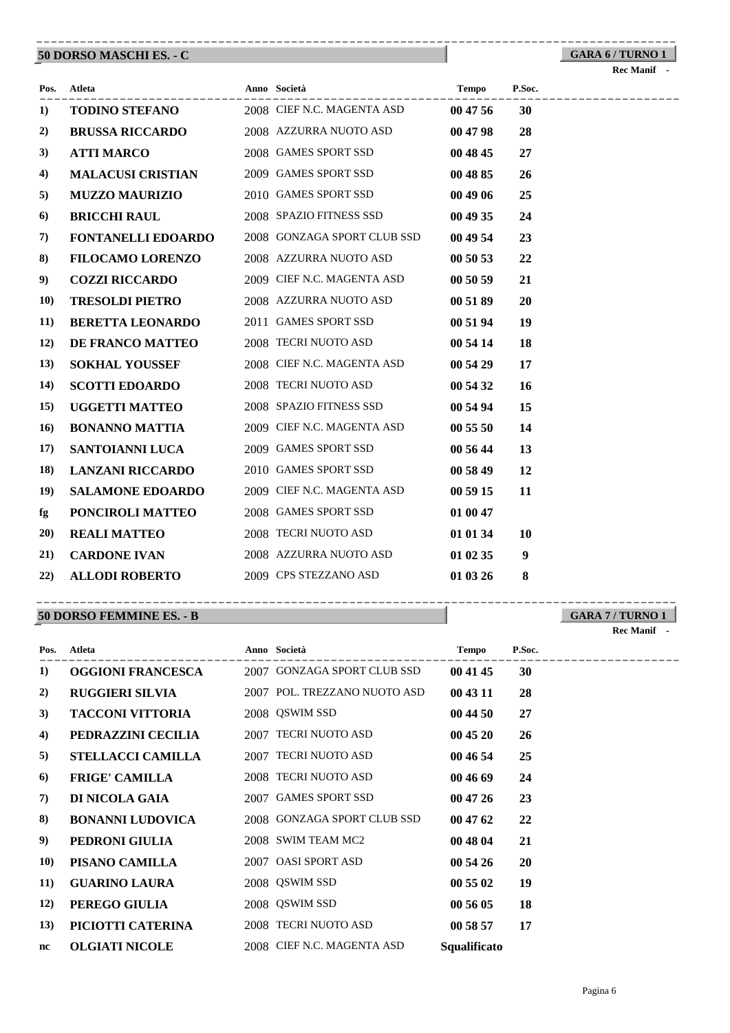## 50 DORSO MASCHI ES. - C

**GARA 6 / TURNO 1**

**Rec Manif -**

| Pos. | Atleta | Anno | Società | Tempo | P.Soc. |
|---|---|---|---|---|---|
| 1) | **TODINO STEFANO** | 2008 | CIEF N.C. MAGENTA ASD | **00 47 56** | **30** |
| 2) | **BRUSSA RICCARDO** | 2008 | AZZURRA NUOTO ASD | **00 47 98** | **28** |
| 3) | **ATTI MARCO** | 2008 | GAMES SPORT SSD | **00 48 45** | **27** |
| 4) | **MALACUSI CRISTIAN** | 2009 | GAMES SPORT SSD | **00 48 85** | **26** |
| 5) | **MUZZO MAURIZIO** | 2010 | GAMES SPORT SSD | **00 49 06** | **25** |
| 6) | **BRICCHI RAUL** | 2008 | SPAZIO FITNESS SSD | **00 49 35** | **24** |
| 7) | **FONTANELLI EDOARDO** | 2008 | GONZAGA SPORT CLUB SSD | **00 49 54** | **23** |
| 8) | **FILOCAMO LORENZO** | 2008 | AZZURRA NUOTO ASD | **00 50 53** | **22** |
| 9) | **COZZI RICCARDO** | 2009 | CIEF N.C. MAGENTA ASD | **00 50 59** | **21** |
| 10) | **TRESOLDI PIETRO** | 2008 | AZZURRA NUOTO ASD | **00 51 89** | **20** |
| 11) | **BERETTA LEONARDO** | 2011 | GAMES SPORT SSD | **00 51 94** | **19** |
| 12) | **DE FRANCO MATTEO** | 2008 | TECRI NUOTO ASD | **00 54 14** | **18** |
| 13) | **SOKHAL YOUSSEF** | 2008 | CIEF N.C. MAGENTA ASD | **00 54 29** | **17** |
| 14) | **SCOTTI EDOARDO** | 2008 | TECRI NUOTO ASD | **00 54 32** | **16** |
| 15) | **UGGETTI MATTEO** | 2008 | SPAZIO FITNESS SSD | **00 54 94** | **15** |
| 16) | **BONANNO MATTIA** | 2009 | CIEF N.C. MAGENTA ASD | **00 55 50** | **14** |
| 17) | **SANTOIANNI LUCA** | 2009 | GAMES SPORT SSD | **00 56 44** | **13** |
| 18) | **LANZANI RICCARDO** | 2010 | GAMES SPORT SSD | **00 58 49** | **12** |
| 19) | **SALAMONE EDOARDO** | 2009 | CIEF N.C. MAGENTA ASD | **00 59 15** | **11** |
| fg | **PONCIROLI MATTEO** | 2008 | GAMES SPORT SSD | **01 00 47** | |
| 20) | **REALI MATTEO** | 2008 | TECRI NUOTO ASD | **01 01 34** | **10** |
| 21) | **CARDONE IVAN** | 2008 | AZZURRA NUOTO ASD | **01 02 35** | **9** |
| 22) | **ALLODI ROBERTO** | 2009 | CPS STEZZANO ASD | **01 03 26** | **8** |

## 50 DORSO FEMMINE ES. - B

**GARA 7 / TURNO 1**

**Rec Manif -**

| Pos. | Atleta | Anno | Società | Tempo | P.Soc. |
|---|---|---|---|---|---|
| 1) | **OGGIONI FRANCESCA** | 2007 | GONZAGA SPORT CLUB SSD | **00 41 45** | **30** |
| 2) | **RUGGIERI SILVIA** | 2007 | POL. TREZZANO NUOTO ASD | **00 43 11** | **28** |
| 3) | **TACCONI VITTORIA** | 2008 | QSWIM SSD | **00 44 50** | **27** |
| 4) | **PEDRAZZINI CECILIA** | 2007 | TECRI NUOTO ASD | **00 45 20** | **26** |
| 5) | **STELLACCI CAMILLA** | 2007 | TECRI NUOTO ASD | **00 46 54** | **25** |
| 6) | **FRIGE' CAMILLA** | 2008 | TECRI NUOTO ASD | **00 46 69** | **24** |
| 7) | **DI NICOLA GAIA** | 2007 | GAMES SPORT SSD | **00 47 26** | **23** |
| 8) | **BONANNI LUDOVICA** | 2008 | GONZAGA SPORT CLUB SSD | **00 47 62** | **22** |
| 9) | **PEDRONI GIULIA** | 2008 | SWIM TEAM MC2 | **00 48 04** | **21** |
| 10) | **PISANO CAMILLA** | 2007 | OASI SPORT ASD | **00 54 26** | **20** |
| 11) | **GUARINO LAURA** | 2008 | QSWIM SSD | **00 55 02** | **19** |
| 12) | **PEREGO GIULIA** | 2008 | QSWIM SSD | **00 56 05** | **18** |
| 13) | **PICIOTTI CATERINA** | 2008 | TECRI NUOTO ASD | **00 58 57** | **17** |
| nc | **OLGIATI NICOLE** | 2008 | CIEF N.C. MAGENTA ASD | **Squalificato** | |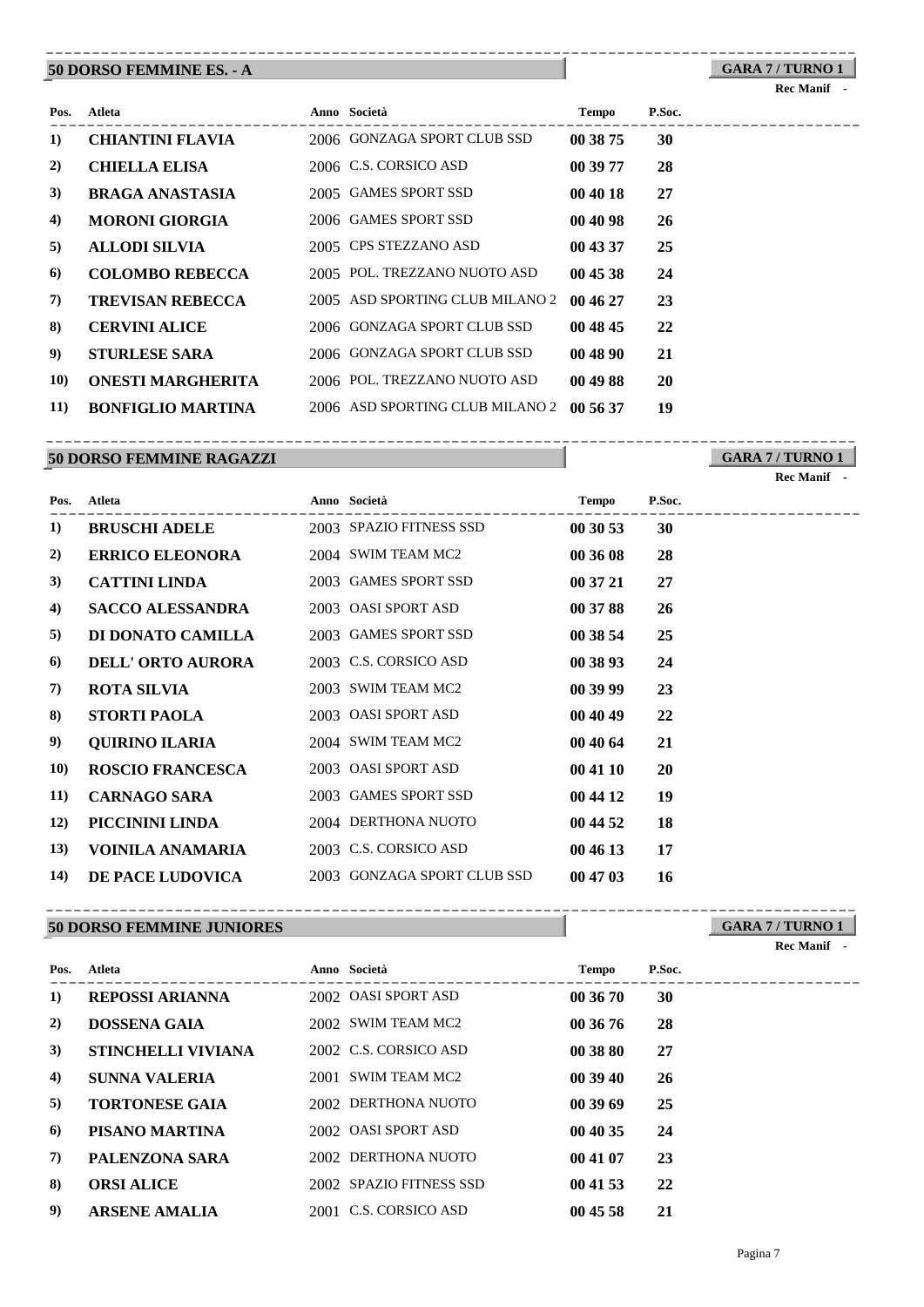## 50 DORSO FEMMINE ES. - A

**GARA 7 / TURNO 1**

**Rec Manif** -

| Pos. | Atleta | Anno | Società | Tempo | P.Soc. |
|---|---|---|---|---|---|
| 1) | **CHIANTINI FLAVIA** | 2006 | GONZAGA SPORT CLUB SSD | **00 38 75** | **30** |
| 2) | **CHIELLA ELISA** | 2006 | C.S. CORSICO ASD | **00 39 77** | **28** |
| 3) | **BRAGA ANASTASIA** | 2005 | GAMES SPORT SSD | **00 40 18** | **27** |
| 4) | **MORONI GIORGIA** | 2006 | GAMES SPORT SSD | **00 40 98** | **26** |
| 5) | **ALLODI SILVIA** | 2005 | CPS STEZZANO ASD | **00 43 37** | **25** |
| 6) | **COLOMBO REBECCA** | 2005 | POL. TREZZANO NUOTO ASD | **00 45 38** | **24** |
| 7) | **TREVISAN REBECCA** | 2005 | ASD SPORTING CLUB MILANO 2 | **00 46 27** | **23** |
| 8) | **CERVINI ALICE** | 2006 | GONZAGA SPORT CLUB SSD | **00 48 45** | **22** |
| 9) | **STURLESE SARA** | 2006 | GONZAGA SPORT CLUB SSD | **00 48 90** | **21** |
| 10) | **ONESTI MARGHERITA** | 2006 | POL. TREZZANO NUOTO ASD | **00 49 88** | **20** |
| 11) | **BONFIGLIO MARTINA** | 2006 | ASD SPORTING CLUB MILANO 2 | **00 56 37** | **19** |

## 50 DORSO FEMMINE RAGAZZI

**GARA 7 / TURNO 1**

**Rec Manif** -

| Pos. | Atleta | Anno | Società | Tempo | P.Soc. |
|---|---|---|---|---|---|
| 1) | **BRUSCHI ADELE** | 2003 | SPAZIO FITNESS SSD | **00 30 53** | **30** |
| 2) | **ERRICO ELEONORA** | 2004 | SWIM TEAM MC2 | **00 36 08** | **28** |
| 3) | **CATTINI LINDA** | 2003 | GAMES SPORT SSD | **00 37 21** | **27** |
| 4) | **SACCO ALESSANDRA** | 2003 | OASI SPORT ASD | **00 37 88** | **26** |
| 5) | **DI DONATO CAMILLA** | 2003 | GAMES SPORT SSD | **00 38 54** | **25** |
| 6) | **DELL' ORTO AURORA** | 2003 | C.S. CORSICO ASD | **00 38 93** | **24** |
| 7) | **ROTA SILVIA** | 2003 | SWIM TEAM MC2 | **00 39 99** | **23** |
| 8) | **STORTI PAOLA** | 2003 | OASI SPORT ASD | **00 40 49** | **22** |
| 9) | **QUIRINO ILARIA** | 2004 | SWIM TEAM MC2 | **00 40 64** | **21** |
| 10) | **ROSCIO FRANCESCA** | 2003 | OASI SPORT ASD | **00 41 10** | **20** |
| 11) | **CARNAGO SARA** | 2003 | GAMES SPORT SSD | **00 44 12** | **19** |
| 12) | **PICCININI LINDA** | 2004 | DERTHONA NUOTO | **00 44 52** | **18** |
| 13) | **VOINILA ANAMARIA** | 2003 | C.S. CORSICO ASD | **00 46 13** | **17** |
| 14) | **DE PACE LUDOVICA** | 2003 | GONZAGA SPORT CLUB SSD | **00 47 03** | **16** |

## 50 DORSO FEMMINE JUNIORES

**GARA 7 / TURNO 1**

**Rec Manif** -

| Pos. | Atleta | Anno | Società | Tempo | P.Soc. |
|---|---|---|---|---|---|
| 1) | **REPOSSI ARIANNA** | 2002 | OASI SPORT ASD | **00 36 70** | **30** |
| 2) | **DOSSENA GAIA** | 2002 | SWIM TEAM MC2 | **00 36 76** | **28** |
| 3) | **STINCHELLI VIVIANA** | 2002 | C.S. CORSICO ASD | **00 38 80** | **27** |
| 4) | **SUNNA VALERIA** | 2001 | SWIM TEAM MC2 | **00 39 40** | **26** |
| 5) | **TORTONESE GAIA** | 2002 | DERTHONA NUOTO | **00 39 69** | **25** |
| 6) | **PISANO MARTINA** | 2002 | OASI SPORT ASD | **00 40 35** | **24** |
| 7) | **PALENZONA SARA** | 2002 | DERTHONA NUOTO | **00 41 07** | **23** |
| 8) | **ORSI ALICE** | 2002 | SPAZIO FITNESS SSD | **00 41 53** | **22** |
| 9) | **ARSENE AMALIA** | 2001 | C.S. CORSICO ASD | **00 45 58** | **21** |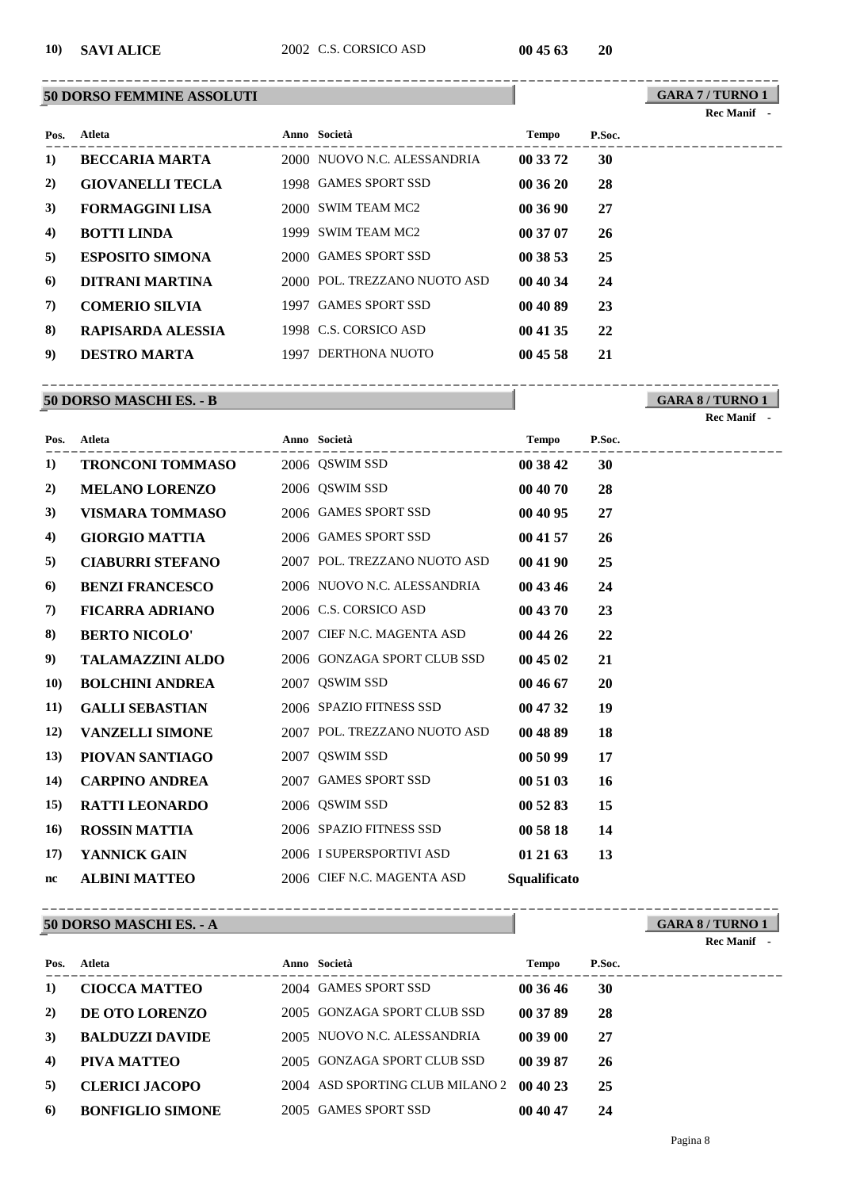| | | | | | |
|---|---|---|---|---|---|
| 10) | SAVI ALICE | 2002 | C.S. CORSICO ASD | 00 45 63 | 20 |

## 50 DORSO FEMMINE ASSOLUTI

**GARA 7 / TURNO 1**

Rec Manif -

| Pos. | Atleta | Anno | Società | Tempo | P.Soc. |
|---|---|---|---|---|---|
| 1) | **BECCARIA MARTA** | 2000 | NUOVO N.C. ALESSANDRIA | **00 33 72** | **30** |
| 2) | **GIOVANELLI TECLA** | 1998 | GAMES SPORT SSD | **00 36 20** | **28** |
| 3) | **FORMAGGINI LISA** | 2000 | SWIM TEAM MC2 | **00 36 90** | **27** |
| 4) | **BOTTI LINDA** | 1999 | SWIM TEAM MC2 | **00 37 07** | **26** |
| 5) | **ESPOSITO SIMONA** | 2000 | GAMES SPORT SSD | **00 38 53** | **25** |
| 6) | **DITRANI MARTINA** | 2000 | POL. TREZZANO NUOTO ASD | **00 40 34** | **24** |
| 7) | **COMERIO SILVIA** | 1997 | GAMES SPORT SSD | **00 40 89** | **23** |
| 8) | **RAPISARDA ALESSIA** | 1998 | C.S. CORSICO ASD | **00 41 35** | **22** |
| 9) | **DESTRO MARTA** | 1997 | DERTHONA NUOTO | **00 45 58** | **21** |

## 50 DORSO MASCHI ES. - B

**GARA 8 / TURNO 1**

Rec Manif -

| Pos. | Atleta | Anno | Società | Tempo | P.Soc. |
|---|---|---|---|---|---|
| 1) | **TRONCONI TOMMASO** | 2006 | QSWIM SSD | **00 38 42** | **30** |
| 2) | **MELANO LORENZO** | 2006 | QSWIM SSD | **00 40 70** | **28** |
| 3) | **VISMARA TOMMASO** | 2006 | GAMES SPORT SSD | **00 40 95** | **27** |
| 4) | **GIORGIO MATTIA** | 2006 | GAMES SPORT SSD | **00 41 57** | **26** |
| 5) | **CIABURRI STEFANO** | 2007 | POL. TREZZANO NUOTO ASD | **00 41 90** | **25** |
| 6) | **BENZI FRANCESCO** | 2006 | NUOVO N.C. ALESSANDRIA | **00 43 46** | **24** |
| 7) | **FICARRA ADRIANO** | 2006 | C.S. CORSICO ASD | **00 43 70** | **23** |
| 8) | **BERTO NICOLO'** | 2007 | CIEF N.C. MAGENTA ASD | **00 44 26** | **22** |
| 9) | **TALAMAZZINI ALDO** | 2006 | GONZAGA SPORT CLUB SSD | **00 45 02** | **21** |
| 10) | **BOLCHINI ANDREA** | 2007 | QSWIM SSD | **00 46 67** | **20** |
| 11) | **GALLI SEBASTIAN** | 2006 | SPAZIO FITNESS SSD | **00 47 32** | **19** |
| 12) | **VANZELLI SIMONE** | 2007 | POL. TREZZANO NUOTO ASD | **00 48 89** | **18** |
| 13) | **PIOVAN SANTIAGO** | 2007 | QSWIM SSD | **00 50 99** | **17** |
| 14) | **CARPINO ANDREA** | 2007 | GAMES SPORT SSD | **00 51 03** | **16** |
| 15) | **RATTI LEONARDO** | 2006 | QSWIM SSD | **00 52 83** | **15** |
| 16) | **ROSSIN MATTIA** | 2006 | SPAZIO FITNESS SSD | **00 58 18** | **14** |
| 17) | **YANNICK GAIN** | 2006 | I SUPERSPORTIVI ASD | **01 21 63** | **13** |
| nc | **ALBINI MATTEO** | 2006 | CIEF N.C. MAGENTA ASD | **Squalificato** | |

## 50 DORSO MASCHI ES. - A

**GARA 8 / TURNO 1**

Rec Manif -

| Pos. | Atleta | Anno | Società | Tempo | P.Soc. |
|---|---|---|---|---|---|
| 1) | **CIOCCA MATTEO** | 2004 | GAMES SPORT SSD | **00 36 46** | **30** |
| 2) | **DE OTO LORENZO** | 2005 | GONZAGA SPORT CLUB SSD | **00 37 89** | **28** |
| 3) | **BALDUZZI DAVIDE** | 2005 | NUOVO N.C. ALESSANDRIA | **00 39 00** | **27** |
| 4) | **PIVA MATTEO** | 2005 | GONZAGA SPORT CLUB SSD | **00 39 87** | **26** |
| 5) | **CLERICI JACOPO** | 2004 | ASD SPORTING CLUB MILANO 2 | **00 40 23** | **25** |
| 6) | **BONFIGLIO SIMONE** | 2005 | GAMES SPORT SSD | **00 40 47** | **24** |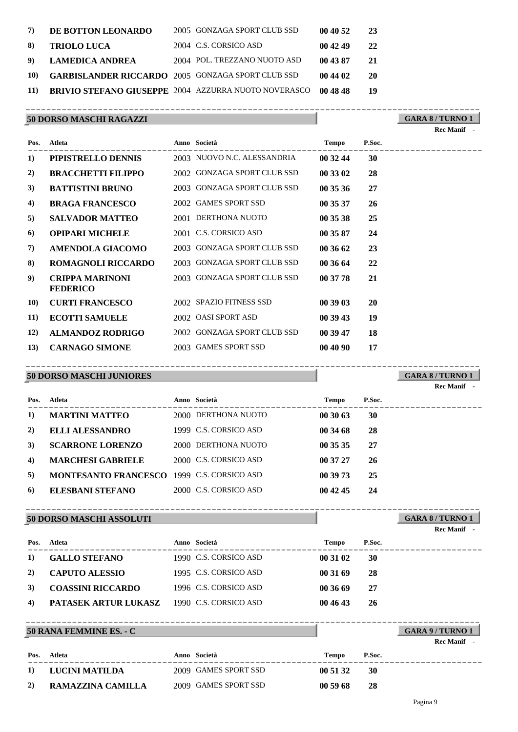| | | | | | |
|---|---|---|---|---|---|
| 7) | **DE BOTTON LEONARDO** | 2005 | GONZAGA SPORT CLUB SSD | **00 40 52** | **23** |
| 8) | **TRIOLO LUCA** | 2004 | C.S. CORSICO ASD | **00 42 49** | **22** |
| 9) | **LAMEDICA ANDREA** | 2004 | POL. TREZZANO NUOTO ASD | **00 43 87** | **21** |
| 10) | **GARBISLANDER RICCARDO** | 2005 | GONZAGA SPORT CLUB SSD | **00 44 02** | **20** |
| 11) | **BRIVIO STEFANO GIUSEPPE** | 2004 | AZZURRA NUOTO NOVERASCO | **00 48 48** | **19** |

## 50 DORSO MASCHI RAGAZZI

**GARA 8 / TURNO 1**

**Rec Manif** -

| Pos. | Atleta | Anno | Società | Tempo | P.Soc. |
|---|---|---|---|---|---|
| 1) | **PIPISTRELLO DENNIS** | 2003 | NUOVO N.C. ALESSANDRIA | **00 32 44** | **30** |
| 2) | **BRACCHETTI FILIPPO** | 2002 | GONZAGA SPORT CLUB SSD | **00 33 02** | **28** |
| 3) | **BATTISTINI BRUNO** | 2003 | GONZAGA SPORT CLUB SSD | **00 35 36** | **27** |
| 4) | **BRAGA FRANCESCO** | 2002 | GAMES SPORT SSD | **00 35 37** | **26** |
| 5) | **SALVADOR MATTEO** | 2001 | DERTHONA NUOTO | **00 35 38** | **25** |
| 6) | **OPIPARI MICHELE** | 2001 | C.S. CORSICO ASD | **00 35 87** | **24** |
| 7) | **AMENDOLA GIACOMO** | 2003 | GONZAGA SPORT CLUB SSD | **00 36 62** | **23** |
| 8) | **ROMAGNOLI RICCARDO** | 2003 | GONZAGA SPORT CLUB SSD | **00 36 64** | **22** |
| 9) | **CRIPPA MARINONI FEDERICO** | 2003 | GONZAGA SPORT CLUB SSD | **00 37 78** | **21** |
| 10) | **CURTI FRANCESCO** | 2002 | SPAZIO FITNESS SSD | **00 39 03** | **20** |
| 11) | **ECOTTI SAMUELE** | 2002 | OASI SPORT ASD | **00 39 43** | **19** |
| 12) | **ALMANDOZ RODRIGO** | 2002 | GONZAGA SPORT CLUB SSD | **00 39 47** | **18** |
| 13) | **CARNAGO SIMONE** | 2003 | GAMES SPORT SSD | **00 40 90** | **17** |

## 50 DORSO MASCHI JUNIORES

**GARA 8 / TURNO 1**

**Rec Manif** -

| Pos. | Atleta | Anno | Società | Tempo | P.Soc. |
|---|---|---|---|---|---|
| 1) | **MARTINI MATTEO** | 2000 | DERTHONA NUOTO | **00 30 63** | **30** |
| 2) | **ELLI ALESSANDRO** | 1999 | C.S. CORSICO ASD | **00 34 68** | **28** |
| 3) | **SCARRONE LORENZO** | 2000 | DERTHONA NUOTO | **00 35 35** | **27** |
| 4) | **MARCHESI GABRIELE** | 2000 | C.S. CORSICO ASD | **00 37 27** | **26** |
| 5) | **MONTESANTO FRANCESCO** | 1999 | C.S. CORSICO ASD | **00 39 73** | **25** |
| 6) | **ELESBANI STEFANO** | 2000 | C.S. CORSICO ASD | **00 42 45** | **24** |

## 50 DORSO MASCHI ASSOLUTI

**GARA 8 / TURNO 1**

**Rec Manif** -

| Pos. | Atleta | Anno | Società | Tempo | P.Soc. |
|---|---|---|---|---|---|
| 1) | **GALLO STEFANO** | 1990 | C.S. CORSICO ASD | **00 31 02** | **30** |
| 2) | **CAPUTO ALESSIO** | 1995 | C.S. CORSICO ASD | **00 31 69** | **28** |
| 3) | **COASSINI RICCARDO** | 1996 | C.S. CORSICO ASD | **00 36 69** | **27** |
| 4) | **PATASEK ARTUR LUKASZ** | 1990 | C.S. CORSICO ASD | **00 46 43** | **26** |

## 50 RANA FEMMINE ES. - C

**GARA 9 / TURNO 1**

**Rec Manif** -

| Pos. | Atleta | Anno | Società | Tempo | P.Soc. |
|---|---|---|---|---|---|
| 1) | **LUCINI MATILDA** | 2009 | GAMES SPORT SSD | **00 51 32** | **30** |
| 2) | **RAMAZZINA CAMILLA** | 2009 | GAMES SPORT SSD | **00 59 68** | **28** |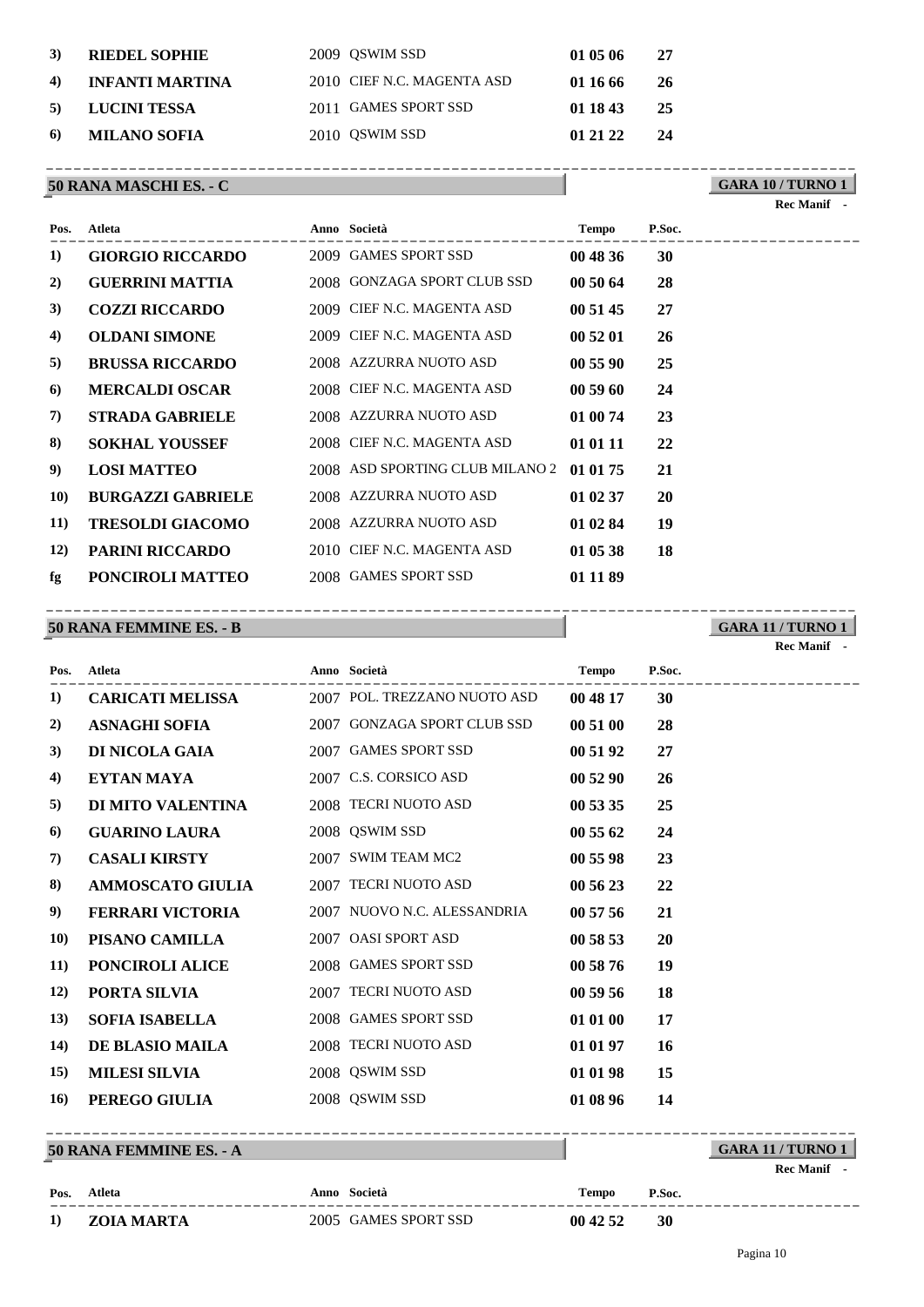| | | | | | |
|---|---|---|---|---|---|
| 3) | RIEDEL SOPHIE | 2009 | QSWIM SSD | 01 05 06 | 27 |
| 4) | INFANTI MARTINA | 2010 | CIEF N.C. MAGENTA ASD | 01 16 66 | 26 |
| 5) | LUCINI TESSA | 2011 | GAMES SPORT SSD | 01 18 43 | 25 |
| 6) | MILANO SOFIA | 2010 | QSWIM SSD | 01 21 22 | 24 |

## 50 RANA MASCHI ES. - C

**GARA 10 / TURNO 1**

**Rec Manif** -

| Pos. | Atleta | Anno | Società | Tempo | P.Soc. |
|---|---|---|---|---|---|
| 1) | GIORGIO RICCARDO | 2009 | GAMES SPORT SSD | 00 48 36 | 30 |
| 2) | GUERRINI MATTIA | 2008 | GONZAGA SPORT CLUB SSD | 00 50 64 | 28 |
| 3) | COZZI RICCARDO | 2009 | CIEF N.C. MAGENTA ASD | 00 51 45 | 27 |
| 4) | OLDANI SIMONE | 2009 | CIEF N.C. MAGENTA ASD | 00 52 01 | 26 |
| 5) | BRUSSA RICCARDO | 2008 | AZZURRA NUOTO ASD | 00 55 90 | 25 |
| 6) | MERCALDI OSCAR | 2008 | CIEF N.C. MAGENTA ASD | 00 59 60 | 24 |
| 7) | STRADA GABRIELE | 2008 | AZZURRA NUOTO ASD | 01 00 74 | 23 |
| 8) | SOKHAL YOUSSEF | 2008 | CIEF N.C. MAGENTA ASD | 01 01 11 | 22 |
| 9) | LOSI MATTEO | 2008 | ASD SPORTING CLUB MILANO 2 | 01 01 75 | 21 |
| 10) | BURGAZZI GABRIELE | 2008 | AZZURRA NUOTO ASD | 01 02 37 | 20 |
| 11) | TRESOLDI GIACOMO | 2008 | AZZURRA NUOTO ASD | 01 02 84 | 19 |
| 12) | PARINI RICCARDO | 2010 | CIEF N.C. MAGENTA ASD | 01 05 38 | 18 |
| fg | PONCIROLI MATTEO | 2008 | GAMES SPORT SSD | 01 11 89 | |

## 50 RANA FEMMINE ES. - B

**GARA 11 / TURNO 1**

**Rec Manif** -

| Pos. | Atleta | Anno | Società | Tempo | P.Soc. |
|---|---|---|---|---|---|
| 1) | CARICATI MELISSA | 2007 | POL. TREZZANO NUOTO ASD | 00 48 17 | 30 |
| 2) | ASNAGHI SOFIA | 2007 | GONZAGA SPORT CLUB SSD | 00 51 00 | 28 |
| 3) | DI NICOLA GAIA | 2007 | GAMES SPORT SSD | 00 51 92 | 27 |
| 4) | EYTAN MAYA | 2007 | C.S. CORSICO ASD | 00 52 90 | 26 |
| 5) | DI MITO VALENTINA | 2008 | TECRI NUOTO ASD | 00 53 35 | 25 |
| 6) | GUARINO LAURA | 2008 | QSWIM SSD | 00 55 62 | 24 |
| 7) | CASALI KIRSTY | 2007 | SWIM TEAM MC2 | 00 55 98 | 23 |
| 8) | AMMOSCATO GIULIA | 2007 | TECRI NUOTO ASD | 00 56 23 | 22 |
| 9) | FERRARI VICTORIA | 2007 | NUOVO N.C. ALESSANDRIA | 00 57 56 | 21 |
| 10) | PISANO CAMILLA | 2007 | OASI SPORT ASD | 00 58 53 | 20 |
| 11) | PONCIROLI ALICE | 2008 | GAMES SPORT SSD | 00 58 76 | 19 |
| 12) | PORTA SILVIA | 2007 | TECRI NUOTO ASD | 00 59 56 | 18 |
| 13) | SOFIA ISABELLA | 2008 | GAMES SPORT SSD | 01 01 00 | 17 |
| 14) | DE BLASIO MAILA | 2008 | TECRI NUOTO ASD | 01 01 97 | 16 |
| 15) | MILESI SILVIA | 2008 | QSWIM SSD | 01 01 98 | 15 |
| 16) | PEREGO GIULIA | 2008 | QSWIM SSD | 01 08 96 | 14 |

## 50 RANA FEMMINE ES. - A

**GARA 11 / TURNO 1**

**Rec Manif** -

| Pos. | Atleta | Anno | Società | Tempo | P.Soc. |
|---|---|---|---|---|---|
| 1) | ZOIA MARTA | 2005 | GAMES SPORT SSD | 00 42 52 | 30 |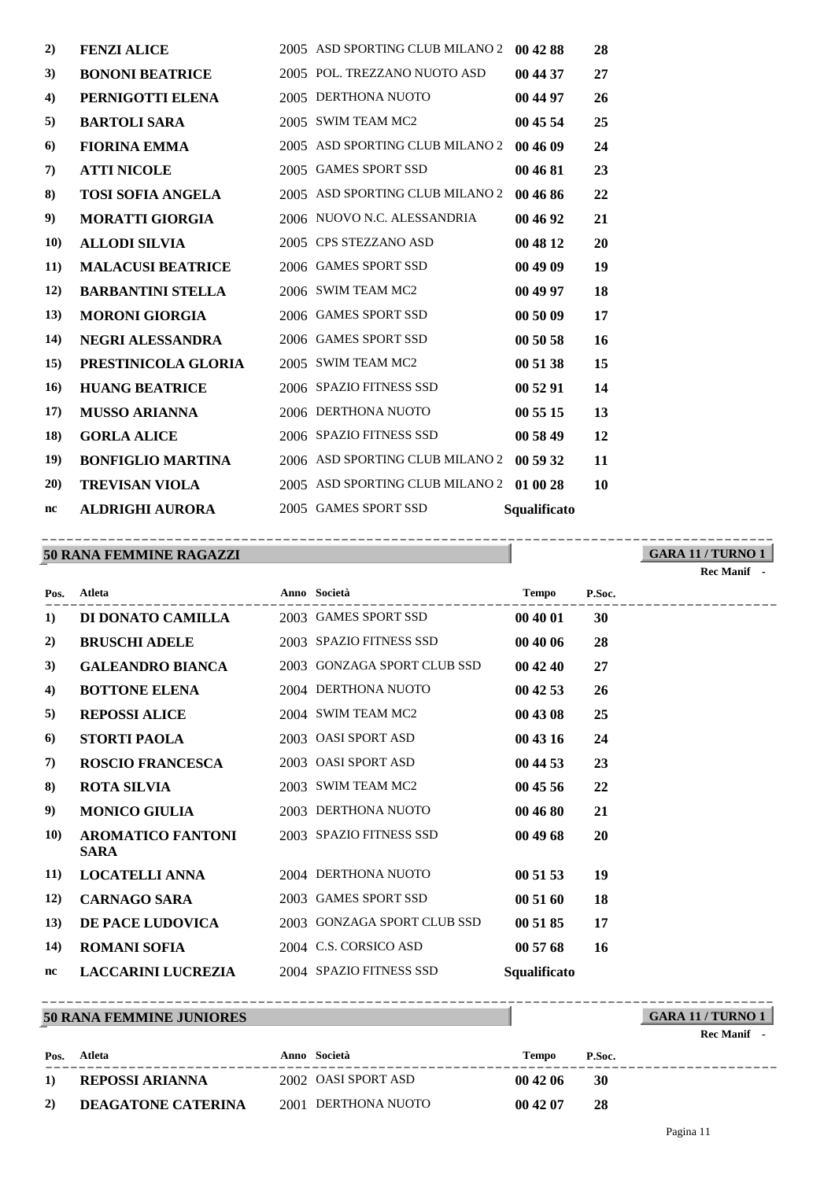| | | | | | |
|---|---|---|---|---|---|
| 2) | **FENZI ALICE** | 2005 | ASD SPORTING CLUB MILANO 2 | **00 42 88** | **28** |
| 3) | **BONONI BEATRICE** | 2005 | POL. TREZZANO NUOTO ASD | **00 44 37** | **27** |
| 4) | **PERNIGOTTI ELENA** | 2005 | DERTHONA NUOTO | **00 44 97** | **26** |
| 5) | **BARTOLI SARA** | 2005 | SWIM TEAM MC2 | **00 45 54** | **25** |
| 6) | **FIORINA EMMA** | 2005 | ASD SPORTING CLUB MILANO 2 | **00 46 09** | **24** |
| 7) | **ATTI NICOLE** | 2005 | GAMES SPORT SSD | **00 46 81** | **23** |
| 8) | **TOSI SOFIA ANGELA** | 2005 | ASD SPORTING CLUB MILANO 2 | **00 46 86** | **22** |
| 9) | **MORATTI GIORGIA** | 2006 | NUOVO N.C. ALESSANDRIA | **00 46 92** | **21** |
| 10) | **ALLODI SILVIA** | 2005 | CPS STEZZANO ASD | **00 48 12** | **20** |
| 11) | **MALACUSI BEATRICE** | 2006 | GAMES SPORT SSD | **00 49 09** | **19** |
| 12) | **BARBANTINI STELLA** | 2006 | SWIM TEAM MC2 | **00 49 97** | **18** |
| 13) | **MORONI GIORGIA** | 2006 | GAMES SPORT SSD | **00 50 09** | **17** |
| 14) | **NEGRI ALESSANDRA** | 2006 | GAMES SPORT SSD | **00 50 58** | **16** |
| 15) | **PRESTINICOLA GLORIA** | 2005 | SWIM TEAM MC2 | **00 51 38** | **15** |
| 16) | **HUANG BEATRICE** | 2006 | SPAZIO FITNESS SSD | **00 52 91** | **14** |
| 17) | **MUSSO ARIANNA** | 2006 | DERTHONA NUOTO | **00 55 15** | **13** |
| 18) | **GORLA ALICE** | 2006 | SPAZIO FITNESS SSD | **00 58 49** | **12** |
| 19) | **BONFIGLIO MARTINA** | 2006 | ASD SPORTING CLUB MILANO 2 | **00 59 32** | **11** |
| 20) | **TREVISAN VIOLA** | 2005 | ASD SPORTING CLUB MILANO 2 | **01 00 28** | **10** |
| nc | **ALDRIGHI AURORA** | 2005 | GAMES SPORT SSD | **Squalificato** | |

## 50 RANA FEMMINE RAGAZZI

**GARA 11 / TURNO 1**

**Rec Manif -**

| Pos. | Atleta | Anno | Società | Tempo | P.Soc. |
|---|---|---|---|---|---|
| 1) | **DI DONATO CAMILLA** | 2003 | GAMES SPORT SSD | **00 40 01** | **30** |
| 2) | **BRUSCHI ADELE** | 2003 | SPAZIO FITNESS SSD | **00 40 06** | **28** |
| 3) | **GALEANDRO BIANCA** | 2003 | GONZAGA SPORT CLUB SSD | **00 42 40** | **27** |
| 4) | **BOTTONE ELENA** | 2004 | DERTHONA NUOTO | **00 42 53** | **26** |
| 5) | **REPOSSI ALICE** | 2004 | SWIM TEAM MC2 | **00 43 08** | **25** |
| 6) | **STORTI PAOLA** | 2003 | OASI SPORT ASD | **00 43 16** | **24** |
| 7) | **ROSCIO FRANCESCA** | 2003 | OASI SPORT ASD | **00 44 53** | **23** |
| 8) | **ROTA SILVIA** | 2003 | SWIM TEAM MC2 | **00 45 56** | **22** |
| 9) | **MONICO GIULIA** | 2003 | DERTHONA NUOTO | **00 46 80** | **21** |
| 10) | **AROMATICO FANTONI SARA** | 2003 | SPAZIO FITNESS SSD | **00 49 68** | **20** |
| 11) | **LOCATELLI ANNA** | 2004 | DERTHONA NUOTO | **00 51 53** | **19** |
| 12) | **CARNAGO SARA** | 2003 | GAMES SPORT SSD | **00 51 60** | **18** |
| 13) | **DE PACE LUDOVICA** | 2003 | GONZAGA SPORT CLUB SSD | **00 51 85** | **17** |
| 14) | **ROMANI SOFIA** | 2004 | C.S. CORSICO ASD | **00 57 68** | **16** |
| nc | **LACCARINI LUCREZIA** | 2004 | SPAZIO FITNESS SSD | **Squalificato** | |

## 50 RANA FEMMINE JUNIORES

**GARA 11 / TURNO 1**

**Rec Manif -**

| Pos. | Atleta | Anno | Società | Tempo | P.Soc. |
|---|---|---|---|---|---|
| 1) | **REPOSSI ARIANNA** | 2002 | OASI SPORT ASD | **00 42 06** | **30** |
| 2) | **DEAGATONE CATERINA** | 2001 | DERTHONA NUOTO | **00 42 07** | **28** |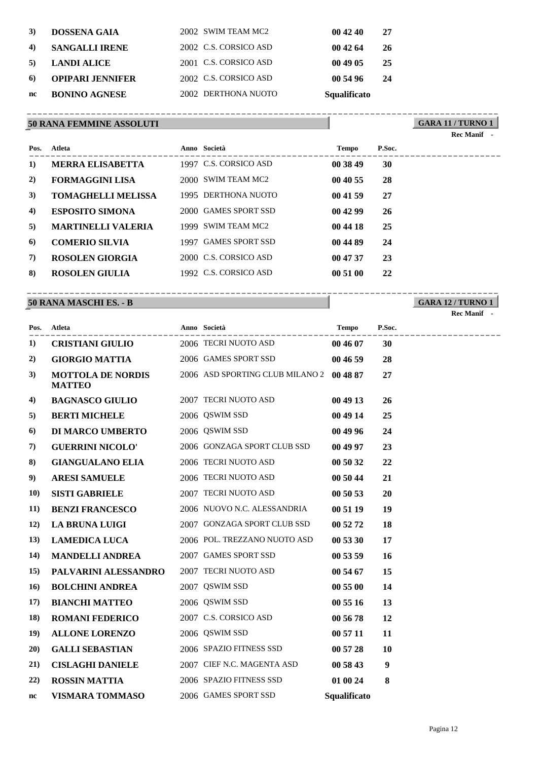| | | | | | |
|---|---|---|---|---|---|
| 3) | **DOSSENA GAIA** | 2002 | SWIM TEAM MC2 | **00 42 40** | **27** |
| 4) | **SANGALLI IRENE** | 2002 | C.S. CORSICO ASD | **00 42 64** | **26** |
| 5) | **LANDI ALICE** | 2001 | C.S. CORSICO ASD | **00 49 05** | **25** |
| 6) | **OPIPARI JENNIFER** | 2002 | C.S. CORSICO ASD | **00 54 96** | **24** |
| nc | **BONINO AGNESE** | 2002 | DERTHONA NUOTO | **Squalificato** | |

## 50 RANA FEMMINE ASSOLUTI

**GARA 11 / TURNO 1**

**Rec Manif** -

| Pos. | Atleta | Anno | Società | Tempo | P.Soc. |
|---|---|---|---|---|---|
| 1) | **MERRA ELISABETTA** | 1997 | C.S. CORSICO ASD | **00 38 49** | **30** |
| 2) | **FORMAGGINI LISA** | 2000 | SWIM TEAM MC2 | **00 40 55** | **28** |
| 3) | **TOMAGHELLI MELISSA** | 1995 | DERTHONA NUOTO | **00 41 59** | **27** |
| 4) | **ESPOSITO SIMONA** | 2000 | GAMES SPORT SSD | **00 42 99** | **26** |
| 5) | **MARTINELLI VALERIA** | 1999 | SWIM TEAM MC2 | **00 44 18** | **25** |
| 6) | **COMERIO SILVIA** | 1997 | GAMES SPORT SSD | **00 44 89** | **24** |
| 7) | **ROSOLEN GIORGIA** | 2000 | C.S. CORSICO ASD | **00 47 37** | **23** |
| 8) | **ROSOLEN GIULIA** | 1992 | C.S. CORSICO ASD | **00 51 00** | **22** |

## 50 RANA MASCHI ES. - B

**GARA 12 / TURNO 1**

**Rec Manif** -

| Pos. | Atleta | Anno | Società | Tempo | P.Soc. |
|---|---|---|---|---|---|
| 1) | **CRISTIANI GIULIO** | 2006 | TECRI NUOTO ASD | **00 46 07** | **30** |
| 2) | **GIORGIO MATTIA** | 2006 | GAMES SPORT SSD | **00 46 59** | **28** |
| 3) | **MOTTOLA DE NORDIS MATTEO** | 2006 | ASD SPORTING CLUB MILANO 2 | **00 48 87** | **27** |
| 4) | **BAGNASCO GIULIO** | 2007 | TECRI NUOTO ASD | **00 49 13** | **26** |
| 5) | **BERTI MICHELE** | 2006 | QSWIM SSD | **00 49 14** | **25** |
| 6) | **DI MARCO UMBERTO** | 2006 | QSWIM SSD | **00 49 96** | **24** |
| 7) | **GUERRINI NICOLO'** | 2006 | GONZAGA SPORT CLUB SSD | **00 49 97** | **23** |
| 8) | **GIANGUALANO ELIA** | 2006 | TECRI NUOTO ASD | **00 50 32** | **22** |
| 9) | **ARESI SAMUELE** | 2006 | TECRI NUOTO ASD | **00 50 44** | **21** |
| 10) | **SISTI GABRIELE** | 2007 | TECRI NUOTO ASD | **00 50 53** | **20** |
| 11) | **BENZI FRANCESCO** | 2006 | NUOVO N.C. ALESSANDRIA | **00 51 19** | **19** |
| 12) | **LA BRUNA LUIGI** | 2007 | GONZAGA SPORT CLUB SSD | **00 52 72** | **18** |
| 13) | **LAMEDICA LUCA** | 2006 | POL. TREZZANO NUOTO ASD | **00 53 30** | **17** |
| 14) | **MANDELLI ANDREA** | 2007 | GAMES SPORT SSD | **00 53 59** | **16** |
| 15) | **PALVARINI ALESSANDRO** | 2007 | TECRI NUOTO ASD | **00 54 67** | **15** |
| 16) | **BOLCHINI ANDREA** | 2007 | QSWIM SSD | **00 55 00** | **14** |
| 17) | **BIANCHI MATTEO** | 2006 | QSWIM SSD | **00 55 16** | **13** |
| 18) | **ROMANI FEDERICO** | 2007 | C.S. CORSICO ASD | **00 56 78** | **12** |
| 19) | **ALLONE LORENZO** | 2006 | QSWIM SSD | **00 57 11** | **11** |
| 20) | **GALLI SEBASTIAN** | 2006 | SPAZIO FITNESS SSD | **00 57 28** | **10** |
| 21) | **CISLAGHI DANIELE** | 2007 | CIEF N.C. MAGENTA ASD | **00 58 43** | **9** |
| 22) | **ROSSIN MATTIA** | 2006 | SPAZIO FITNESS SSD | **01 00 24** | **8** |
| nc | **VISMARA TOMMASO** | 2006 | GAMES SPORT SSD | **Squalificato** | |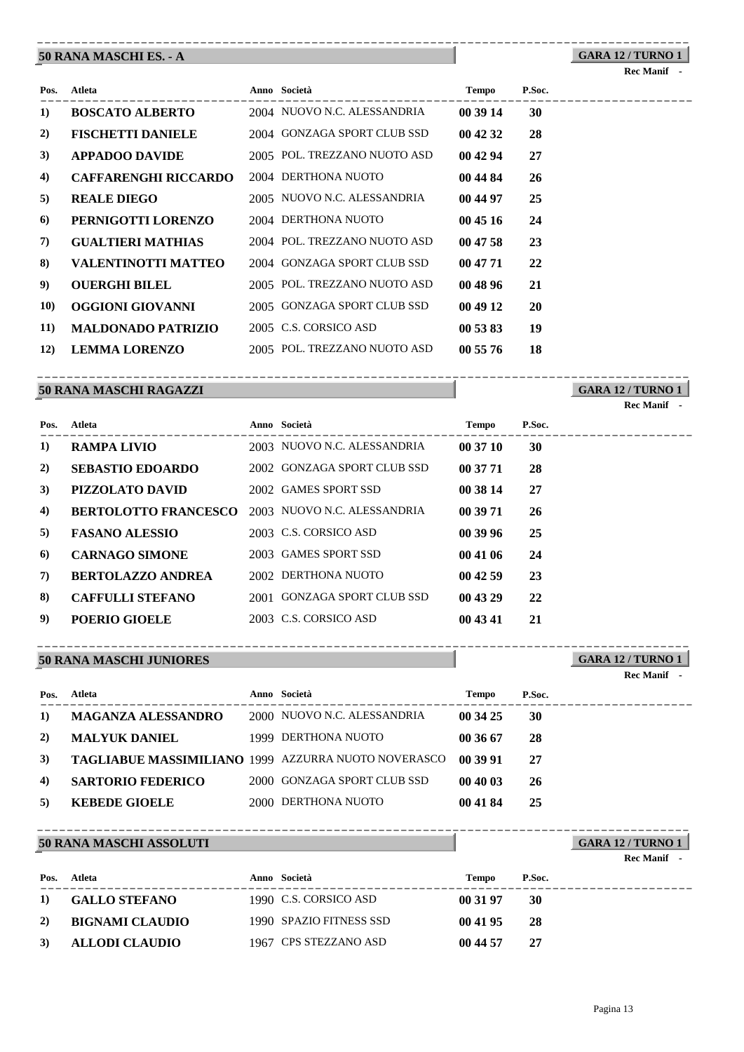## 50 RANA MASCHI ES. - A

**GARA 12 / TURNO 1**

**Rec Manif -**

| Pos. | Atleta | Anno | Società | Tempo | P.Soc. |
|---|---|---|---|---|---|
| 1) | **BOSCATO ALBERTO** | 2004 | NUOVO N.C. ALESSANDRIA | **00 39 14** | **30** |
| 2) | **FISCHETTI DANIELE** | 2004 | GONZAGA SPORT CLUB SSD | **00 42 32** | **28** |
| 3) | **APPADOO DAVIDE** | 2005 | POL. TREZZANO NUOTO ASD | **00 42 94** | **27** |
| 4) | **CAFFARENGHI RICCARDO** | 2004 | DERTHONA NUOTO | **00 44 84** | **26** |
| 5) | **REALE DIEGO** | 2005 | NUOVO N.C. ALESSANDRIA | **00 44 97** | **25** |
| 6) | **PERNIGOTTI LORENZO** | 2004 | DERTHONA NUOTO | **00 45 16** | **24** |
| 7) | **GUALTIERI MATHIAS** | 2004 | POL. TREZZANO NUOTO ASD | **00 47 58** | **23** |
| 8) | **VALENTINOTTI MATTEO** | 2004 | GONZAGA SPORT CLUB SSD | **00 47 71** | **22** |
| 9) | **OUERGHI BILEL** | 2005 | POL. TREZZANO NUOTO ASD | **00 48 96** | **21** |
| 10) | **OGGIONI GIOVANNI** | 2005 | GONZAGA SPORT CLUB SSD | **00 49 12** | **20** |
| 11) | **MALDONADO PATRIZIO** | 2005 | C.S. CORSICO ASD | **00 53 83** | **19** |
| 12) | **LEMMA LORENZO** | 2005 | POL. TREZZANO NUOTO ASD | **00 55 76** | **18** |

## 50 RANA MASCHI RAGAZZI

**GARA 12 / TURNO 1**

**Rec Manif -**

| Pos. | Atleta | Anno | Società | Tempo | P.Soc. |
|---|---|---|---|---|---|
| 1) | **RAMPA LIVIO** | 2003 | NUOVO N.C. ALESSANDRIA | **00 37 10** | **30** |
| 2) | **SEBASTIO EDOARDO** | 2002 | GONZAGA SPORT CLUB SSD | **00 37 71** | **28** |
| 3) | **PIZZOLATO DAVID** | 2002 | GAMES SPORT SSD | **00 38 14** | **27** |
| 4) | **BERTOLOTTO FRANCESCO** | 2003 | NUOVO N.C. ALESSANDRIA | **00 39 71** | **26** |
| 5) | **FASANO ALESSIO** | 2003 | C.S. CORSICO ASD | **00 39 96** | **25** |
| 6) | **CARNAGO SIMONE** | 2003 | GAMES SPORT SSD | **00 41 06** | **24** |
| 7) | **BERTOLAZZO ANDREA** | 2002 | DERTHONA NUOTO | **00 42 59** | **23** |
| 8) | **CAFFULLI STEFANO** | 2001 | GONZAGA SPORT CLUB SSD | **00 43 29** | **22** |
| 9) | **POERIO GIOELE** | 2003 | C.S. CORSICO ASD | **00 43 41** | **21** |

## 50 RANA MASCHI JUNIORES

**GARA 12 / TURNO 1**

**Rec Manif -**

| Pos. | Atleta | Anno | Società | Tempo | P.Soc. |
|---|---|---|---|---|---|
| 1) | **MAGANZA ALESSANDRO** | 2000 | NUOVO N.C. ALESSANDRIA | **00 34 25** | **30** |
| 2) | **MALYUK DANIEL** | 1999 | DERTHONA NUOTO | **00 36 67** | **28** |
| 3) | **TAGLIABUE MASSIMILIANO** | 1999 | AZZURRA NUOTO NOVERASCO | **00 39 91** | **27** |
| 4) | **SARTORIO FEDERICO** | 2000 | GONZAGA SPORT CLUB SSD | **00 40 03** | **26** |
| 5) | **KEBEDE GIOELE** | 2000 | DERTHONA NUOTO | **00 41 84** | **25** |

## 50 RANA MASCHI ASSOLUTI

**GARA 12 / TURNO 1**

**Rec Manif -**

| Pos. | Atleta | Anno | Società | Tempo | P.Soc. |
|---|---|---|---|---|---|
| 1) | **GALLO STEFANO** | 1990 | C.S. CORSICO ASD | **00 31 97** | **30** |
| 2) | **BIGNAMI CLAUDIO** | 1990 | SPAZIO FITNESS SSD | **00 41 95** | **28** |
| 3) | **ALLODI CLAUDIO** | 1967 | CPS STEZZANO ASD | **00 44 57** | **27** |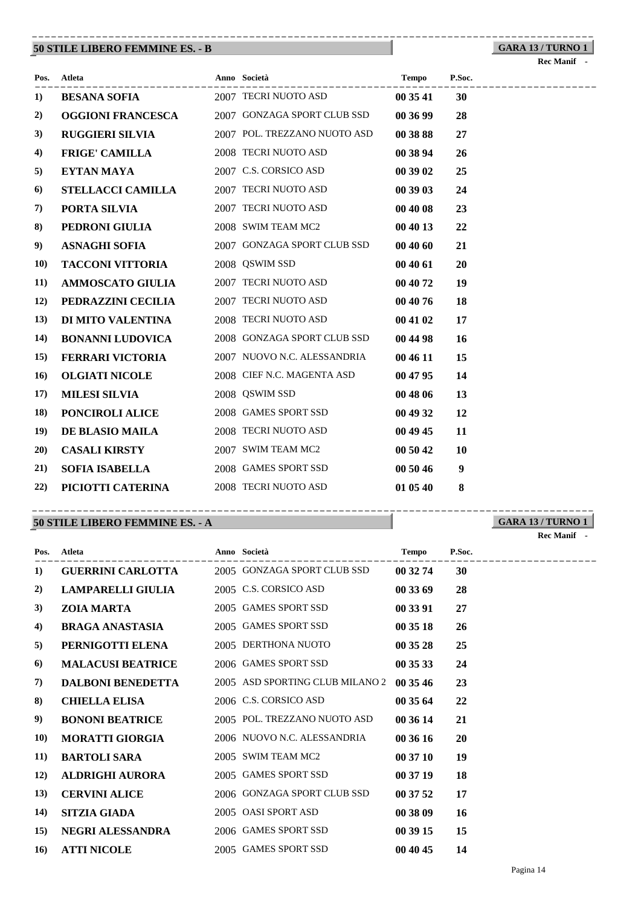## 50 STILE LIBERO FEMMINE ES. - B

**GARA 13 / TURNO 1**

**Rec Manif** -

| Pos. | Atleta | Anno | Società | Tempo | P.Soc. |
|---|---|---|---|---|---|
| 1) | **BESANA SOFIA** | 2007 | TECRI NUOTO ASD | **00 35 41** | **30** |
| 2) | **OGGIONI FRANCESCA** | 2007 | GONZAGA SPORT CLUB SSD | **00 36 99** | **28** |
| 3) | **RUGGIERI SILVIA** | 2007 | POL. TREZZANO NUOTO ASD | **00 38 88** | **27** |
| 4) | **FRIGE' CAMILLA** | 2008 | TECRI NUOTO ASD | **00 38 94** | **26** |
| 5) | **EYTAN MAYA** | 2007 | C.S. CORSICO ASD | **00 39 02** | **25** |
| 6) | **STELLACCI CAMILLA** | 2007 | TECRI NUOTO ASD | **00 39 03** | **24** |
| 7) | **PORTA SILVIA** | 2007 | TECRI NUOTO ASD | **00 40 08** | **23** |
| 8) | **PEDRONI GIULIA** | 2008 | SWIM TEAM MC2 | **00 40 13** | **22** |
| 9) | **ASNAGHI SOFIA** | 2007 | GONZAGA SPORT CLUB SSD | **00 40 60** | **21** |
| 10) | **TACCONI VITTORIA** | 2008 | QSWIM SSD | **00 40 61** | **20** |
| 11) | **AMMOSCATO GIULIA** | 2007 | TECRI NUOTO ASD | **00 40 72** | **19** |
| 12) | **PEDRAZZINI CECILIA** | 2007 | TECRI NUOTO ASD | **00 40 76** | **18** |
| 13) | **DI MITO VALENTINA** | 2008 | TECRI NUOTO ASD | **00 41 02** | **17** |
| 14) | **BONANNI LUDOVICA** | 2008 | GONZAGA SPORT CLUB SSD | **00 44 98** | **16** |
| 15) | **FERRARI VICTORIA** | 2007 | NUOVO N.C. ALESSANDRIA | **00 46 11** | **15** |
| 16) | **OLGIATI NICOLE** | 2008 | CIEF N.C. MAGENTA ASD | **00 47 95** | **14** |
| 17) | **MILESI SILVIA** | 2008 | QSWIM SSD | **00 48 06** | **13** |
| 18) | **PONCIROLI ALICE** | 2008 | GAMES SPORT SSD | **00 49 32** | **12** |
| 19) | **DE BLASIO MAILA** | 2008 | TECRI NUOTO ASD | **00 49 45** | **11** |
| 20) | **CASALI KIRSTY** | 2007 | SWIM TEAM MC2 | **00 50 42** | **10** |
| 21) | **SOFIA ISABELLA** | 2008 | GAMES SPORT SSD | **00 50 46** | **9** |
| 22) | **PICIOTTI CATERINA** | 2008 | TECRI NUOTO ASD | **01 05 40** | **8** |

## 50 STILE LIBERO FEMMINE ES. - A

**GARA 13 / TURNO 1**

**Rec Manif** -

| Pos. | Atleta | Anno | Società | Tempo | P.Soc. |
|---|---|---|---|---|---|
| 1) | **GUERRINI CARLOTTA** | 2005 | GONZAGA SPORT CLUB SSD | **00 32 74** | **30** |
| 2) | **LAMPARELLI GIULIA** | 2005 | C.S. CORSICO ASD | **00 33 69** | **28** |
| 3) | **ZOIA MARTA** | 2005 | GAMES SPORT SSD | **00 33 91** | **27** |
| 4) | **BRAGA ANASTASIA** | 2005 | GAMES SPORT SSD | **00 35 18** | **26** |
| 5) | **PERNIGOTTI ELENA** | 2005 | DERTHONA NUOTO | **00 35 28** | **25** |
| 6) | **MALACUSI BEATRICE** | 2006 | GAMES SPORT SSD | **00 35 33** | **24** |
| 7) | **DALBONI BENEDETTA** | 2005 | ASD SPORTING CLUB MILANO 2 | **00 35 46** | **23** |
| 8) | **CHIELLA ELISA** | 2006 | C.S. CORSICO ASD | **00 35 64** | **22** |
| 9) | **BONONI BEATRICE** | 2005 | POL. TREZZANO NUOTO ASD | **00 36 14** | **21** |
| 10) | **MORATTI GIORGIA** | 2006 | NUOVO N.C. ALESSANDRIA | **00 36 16** | **20** |
| 11) | **BARTOLI SARA** | 2005 | SWIM TEAM MC2 | **00 37 10** | **19** |
| 12) | **ALDRIGHI AURORA** | 2005 | GAMES SPORT SSD | **00 37 19** | **18** |
| 13) | **CERVINI ALICE** | 2006 | GONZAGA SPORT CLUB SSD | **00 37 52** | **17** |
| 14) | **SITZIA GIADA** | 2005 | OASI SPORT ASD | **00 38 09** | **16** |
| 15) | **NEGRI ALESSANDRA** | 2006 | GAMES SPORT SSD | **00 39 15** | **15** |
| 16) | **ATTI NICOLE** | 2005 | GAMES SPORT SSD | **00 40 45** | **14** |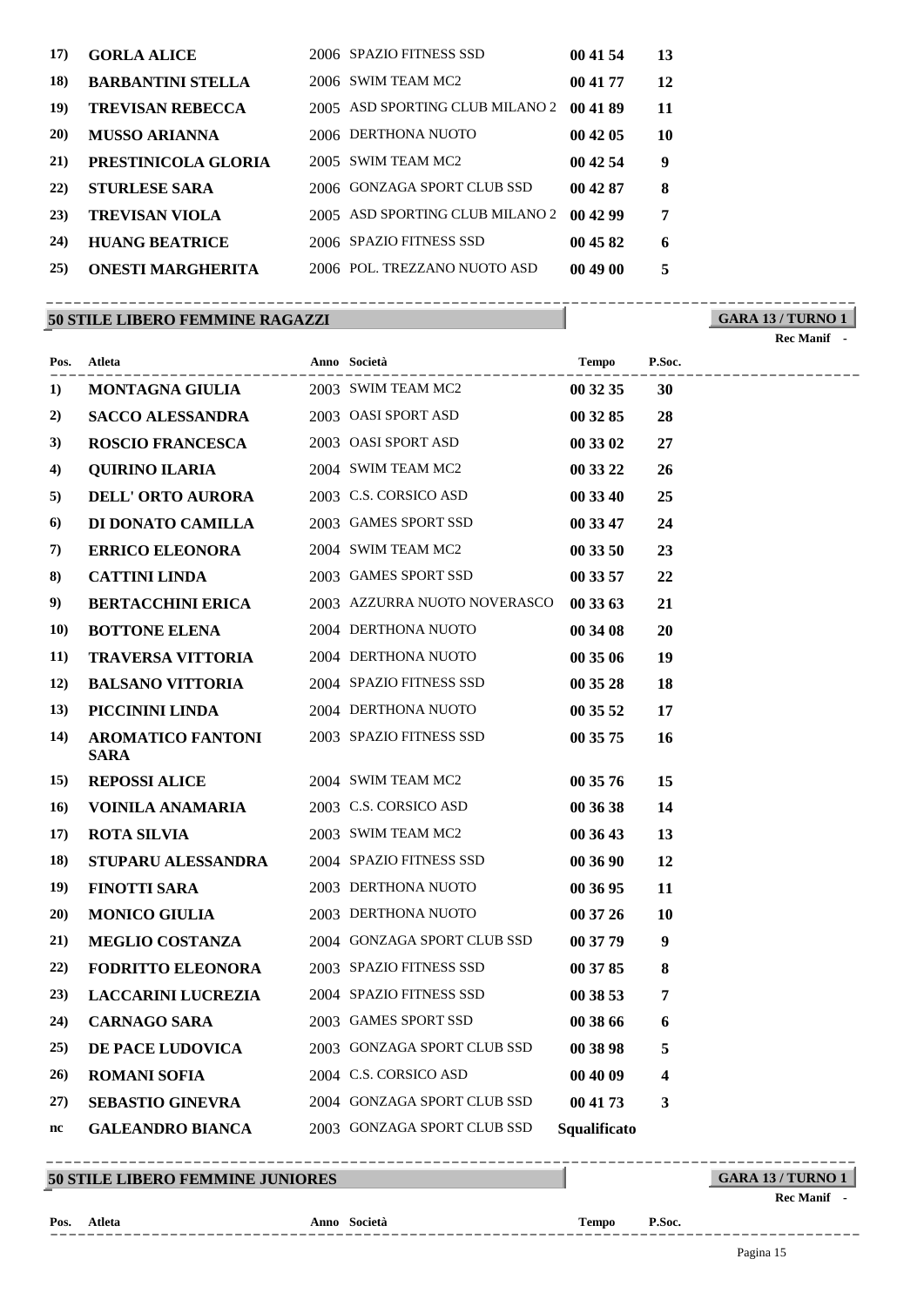| | | | | | |
|---|---|---|---|---|---|
| 17) | GORLA ALICE | 2006 | SPAZIO FITNESS SSD | 00 41 54 | 13 |
| 18) | BARBANTINI STELLA | 2006 | SWIM TEAM MC2 | 00 41 77 | 12 |
| 19) | TREVISAN REBECCA | 2005 | ASD SPORTING CLUB MILANO 2 | 00 41 89 | 11 |
| 20) | MUSSO ARIANNA | 2006 | DERTHONA NUOTO | 00 42 05 | 10 |
| 21) | PRESTINICOLA GLORIA | 2005 | SWIM TEAM MC2 | 00 42 54 | 9 |
| 22) | STURLESE SARA | 2006 | GONZAGA SPORT CLUB SSD | 00 42 87 | 8 |
| 23) | TREVISAN VIOLA | 2005 | ASD SPORTING CLUB MILANO 2 | 00 42 99 | 7 |
| 24) | HUANG BEATRICE | 2006 | SPAZIO FITNESS SSD | 00 45 82 | 6 |
| 25) | ONESTI MARGHERITA | 2006 | POL. TREZZANO NUOTO ASD | 00 49 00 | 5 |

## 50 STILE LIBERO FEMMINE RAGAZZI

**GARA 13 / TURNO 1**

**Rec Manif -**

| Pos. | Atleta | Anno | Società | Tempo | P.Soc. |
|---|---|---|---|---|---|
| 1) | MONTAGNA GIULIA | 2003 | SWIM TEAM MC2 | 00 32 35 | 30 |
| 2) | SACCO ALESSANDRA | 2003 | OASI SPORT ASD | 00 32 85 | 28 |
| 3) | ROSCIO FRANCESCA | 2003 | OASI SPORT ASD | 00 33 02 | 27 |
| 4) | QUIRINO ILARIA | 2004 | SWIM TEAM MC2 | 00 33 22 | 26 |
| 5) | DELL' ORTO AURORA | 2003 | C.S. CORSICO ASD | 00 33 40 | 25 |
| 6) | DI DONATO CAMILLA | 2003 | GAMES SPORT SSD | 00 33 47 | 24 |
| 7) | ERRICO ELEONORA | 2004 | SWIM TEAM MC2 | 00 33 50 | 23 |
| 8) | CATTINI LINDA | 2003 | GAMES SPORT SSD | 00 33 57 | 22 |
| 9) | BERTACCHINI ERICA | 2003 | AZZURRA NUOTO NOVERASCO | 00 33 63 | 21 |
| 10) | BOTTONE ELENA | 2004 | DERTHONA NUOTO | 00 34 08 | 20 |
| 11) | TRAVERSA VITTORIA | 2004 | DERTHONA NUOTO | 00 35 06 | 19 |
| 12) | BALSANO VITTORIA | 2004 | SPAZIO FITNESS SSD | 00 35 28 | 18 |
| 13) | PICCININI LINDA | 2004 | DERTHONA NUOTO | 00 35 52 | 17 |
| 14) | AROMATICO FANTONI SARA | 2003 | SPAZIO FITNESS SSD | 00 35 75 | 16 |
| 15) | REPOSSI ALICE | 2004 | SWIM TEAM MC2 | 00 35 76 | 15 |
| 16) | VOINILA ANAMARIA | 2003 | C.S. CORSICO ASD | 00 36 38 | 14 |
| 17) | ROTA SILVIA | 2003 | SWIM TEAM MC2 | 00 36 43 | 13 |
| 18) | STUPARU ALESSANDRA | 2004 | SPAZIO FITNESS SSD | 00 36 90 | 12 |
| 19) | FINOTTI SARA | 2003 | DERTHONA NUOTO | 00 36 95 | 11 |
| 20) | MONICO GIULIA | 2003 | DERTHONA NUOTO | 00 37 26 | 10 |
| 21) | MEGLIO COSTANZA | 2004 | GONZAGA SPORT CLUB SSD | 00 37 79 | 9 |
| 22) | FODRITTO ELEONORA | 2003 | SPAZIO FITNESS SSD | 00 37 85 | 8 |
| 23) | LACCARINI LUCREZIA | 2004 | SPAZIO FITNESS SSD | 00 38 53 | 7 |
| 24) | CARNAGO SARA | 2003 | GAMES SPORT SSD | 00 38 66 | 6 |
| 25) | DE PACE LUDOVICA | 2003 | GONZAGA SPORT CLUB SSD | 00 38 98 | 5 |
| 26) | ROMANI SOFIA | 2004 | C.S. CORSICO ASD | 00 40 09 | 4 |
| 27) | SEBASTIO GINEVRA | 2004 | GONZAGA SPORT CLUB SSD | 00 41 73 | 3 |
| nc | GALEANDRO BIANCA | 2003 | GONZAGA SPORT CLUB SSD | Squalificato | |

## 50 STILE LIBERO FEMMINE JUNIORES

**GARA 13 / TURNO 1**

**Rec Manif -**

| Pos. | Atleta | Anno | Società | Tempo | P.Soc. |
|---|---|---|---|---|---|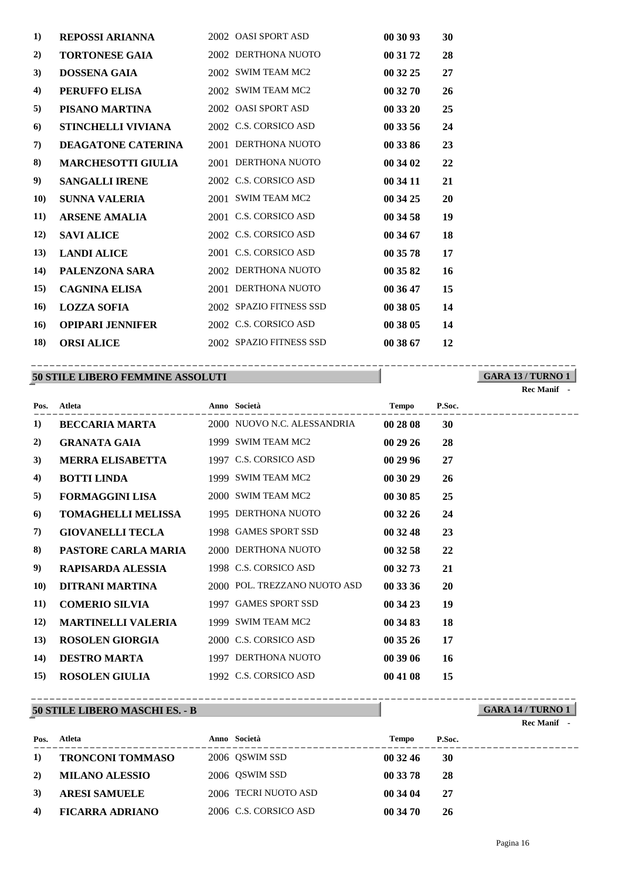| | | | | | |
|---|---|---|---|---|---|
| 1) | **REPOSSI ARIANNA** | 2002 | OASI SPORT ASD | **00 30 93** | **30** |
| 2) | **TORTONESE GAIA** | 2002 | DERTHONA NUOTO | **00 31 72** | **28** |
| 3) | **DOSSENA GAIA** | 2002 | SWIM TEAM MC2 | **00 32 25** | **27** |
| 4) | **PERUFFO ELISA** | 2002 | SWIM TEAM MC2 | **00 32 70** | **26** |
| 5) | **PISANO MARTINA** | 2002 | OASI SPORT ASD | **00 33 20** | **25** |
| 6) | **STINCHELLI VIVIANA** | 2002 | C.S. CORSICO ASD | **00 33 56** | **24** |
| 7) | **DEAGATONE CATERINA** | 2001 | DERTHONA NUOTO | **00 33 86** | **23** |
| 8) | **MARCHESOTTI GIULIA** | 2001 | DERTHONA NUOTO | **00 34 02** | **22** |
| 9) | **SANGALLI IRENE** | 2002 | C.S. CORSICO ASD | **00 34 11** | **21** |
| 10) | **SUNNA VALERIA** | 2001 | SWIM TEAM MC2 | **00 34 25** | **20** |
| 11) | **ARSENE AMALIA** | 2001 | C.S. CORSICO ASD | **00 34 58** | **19** |
| 12) | **SAVI ALICE** | 2002 | C.S. CORSICO ASD | **00 34 67** | **18** |
| 13) | **LANDI ALICE** | 2001 | C.S. CORSICO ASD | **00 35 78** | **17** |
| 14) | **PALENZONA SARA** | 2002 | DERTHONA NUOTO | **00 35 82** | **16** |
| 15) | **CAGNINA ELISA** | 2001 | DERTHONA NUOTO | **00 36 47** | **15** |
| 16) | **LOZZA SOFIA** | 2002 | SPAZIO FITNESS SSD | **00 38 05** | **14** |
| 16) | **OPIPARI JENNIFER** | 2002 | C.S. CORSICO ASD | **00 38 05** | **14** |
| 18) | **ORSI ALICE** | 2002 | SPAZIO FITNESS SSD | **00 38 67** | **12** |

## 50 STILE LIBERO FEMMINE ASSOLUTI

**GARA 13 / TURNO 1**

**Rec Manif -**

| Pos. | Atleta | Anno | Società | Tempo | P.Soc. |
|---|---|---|---|---|---|
| 1) | **BECCARIA MARTA** | 2000 | NUOVO N.C. ALESSANDRIA | **00 28 08** | **30** |
| 2) | **GRANATA GAIA** | 1999 | SWIM TEAM MC2 | **00 29 26** | **28** |
| 3) | **MERRA ELISABETTA** | 1997 | C.S. CORSICO ASD | **00 29 96** | **27** |
| 4) | **BOTTI LINDA** | 1999 | SWIM TEAM MC2 | **00 30 29** | **26** |
| 5) | **FORMAGGINI LISA** | 2000 | SWIM TEAM MC2 | **00 30 85** | **25** |
| 6) | **TOMAGHELLI MELISSA** | 1995 | DERTHONA NUOTO | **00 32 26** | **24** |
| 7) | **GIOVANELLI TECLA** | 1998 | GAMES SPORT SSD | **00 32 48** | **23** |
| 8) | **PASTORE CARLA MARIA** | 2000 | DERTHONA NUOTO | **00 32 58** | **22** |
| 9) | **RAPISARDA ALESSIA** | 1998 | C.S. CORSICO ASD | **00 32 73** | **21** |
| 10) | **DITRANI MARTINA** | 2000 | POL. TREZZANO NUOTO ASD | **00 33 36** | **20** |
| 11) | **COMERIO SILVIA** | 1997 | GAMES SPORT SSD | **00 34 23** | **19** |
| 12) | **MARTINELLI VALERIA** | 1999 | SWIM TEAM MC2 | **00 34 83** | **18** |
| 13) | **ROSOLEN GIORGIA** | 2000 | C.S. CORSICO ASD | **00 35 26** | **17** |
| 14) | **DESTRO MARTA** | 1997 | DERTHONA NUOTO | **00 39 06** | **16** |
| 15) | **ROSOLEN GIULIA** | 1992 | C.S. CORSICO ASD | **00 41 08** | **15** |

## 50 STILE LIBERO MASCHI ES. - B

**GARA 14 / TURNO 1**

**Rec Manif -**

| Pos. | Atleta | Anno | Società | Tempo | P.Soc. |
|---|---|---|---|---|---|
| 1) | **TRONCONI TOMMASO** | 2006 | QSWIM SSD | **00 32 46** | **30** |
| 2) | **MILANO ALESSIO** | 2006 | QSWIM SSD | **00 33 78** | **28** |
| 3) | **ARESI SAMUELE** | 2006 | TECRI NUOTO ASD | **00 34 04** | **27** |
| 4) | **FICARRA ADRIANO** | 2006 | C.S. CORSICO ASD | **00 34 70** | **26** |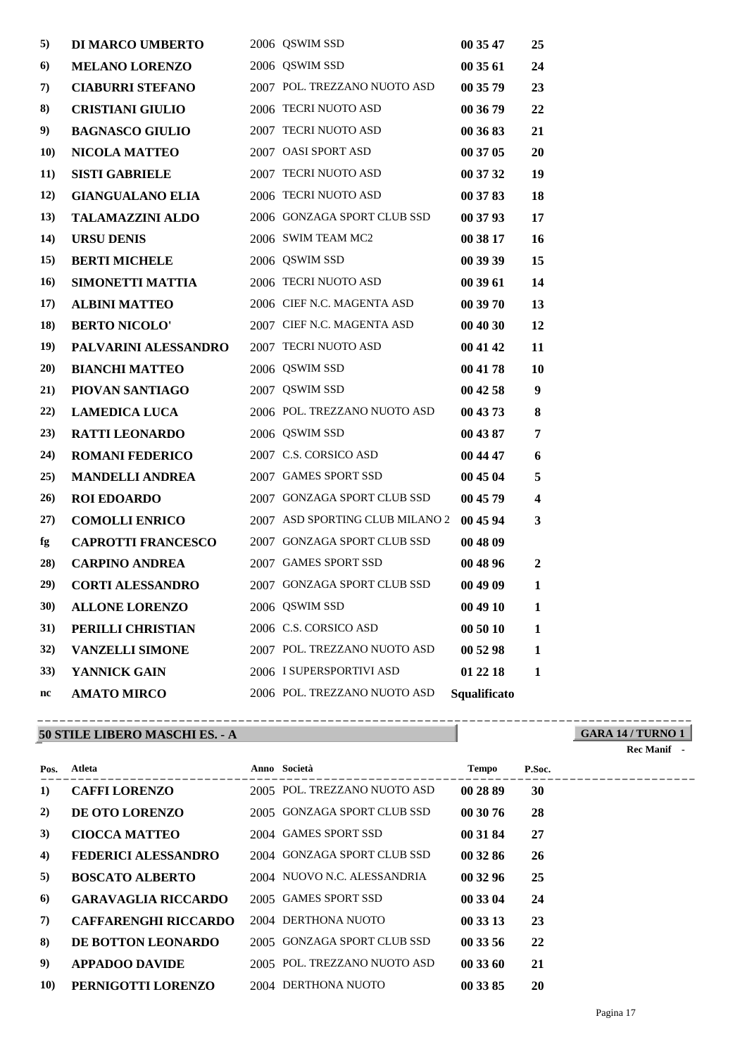| | | | | | |
|---|---|---|---|---|---|
| 5) | DI MARCO UMBERTO | 2006 | QSWIM SSD | 00 35 47 | 25 |
| 6) | MELANO LORENZO | 2006 | QSWIM SSD | 00 35 61 | 24 |
| 7) | CIABURRI STEFANO | 2007 | POL. TREZZANO NUOTO ASD | 00 35 79 | 23 |
| 8) | CRISTIANI GIULIO | 2006 | TECRI NUOTO ASD | 00 36 79 | 22 |
| 9) | BAGNASCO GIULIO | 2007 | TECRI NUOTO ASD | 00 36 83 | 21 |
| 10) | NICOLA MATTEO | 2007 | OASI SPORT ASD | 00 37 05 | 20 |
| 11) | SISTI GABRIELE | 2007 | TECRI NUOTO ASD | 00 37 32 | 19 |
| 12) | GIANGUALANO ELIA | 2006 | TECRI NUOTO ASD | 00 37 83 | 18 |
| 13) | TALAMAZZINI ALDO | 2006 | GONZAGA SPORT CLUB SSD | 00 37 93 | 17 |
| 14) | URSU DENIS | 2006 | SWIM TEAM MC2 | 00 38 17 | 16 |
| 15) | BERTI MICHELE | 2006 | QSWIM SSD | 00 39 39 | 15 |
| 16) | SIMONETTI MATTIA | 2006 | TECRI NUOTO ASD | 00 39 61 | 14 |
| 17) | ALBINI MATTEO | 2006 | CIEF N.C. MAGENTA ASD | 00 39 70 | 13 |
| 18) | BERTO NICOLO' | 2007 | CIEF N.C. MAGENTA ASD | 00 40 30 | 12 |
| 19) | PALVARINI ALESSANDRO | 2007 | TECRI NUOTO ASD | 00 41 42 | 11 |
| 20) | BIANCHI MATTEO | 2006 | QSWIM SSD | 00 41 78 | 10 |
| 21) | PIOVAN SANTIAGO | 2007 | QSWIM SSD | 00 42 58 | 9 |
| 22) | LAMEDICA LUCA | 2006 | POL. TREZZANO NUOTO ASD | 00 43 73 | 8 |
| 23) | RATTI LEONARDO | 2006 | QSWIM SSD | 00 43 87 | 7 |
| 24) | ROMANI FEDERICO | 2007 | C.S. CORSICO ASD | 00 44 47 | 6 |
| 25) | MANDELLI ANDREA | 2007 | GAMES SPORT SSD | 00 45 04 | 5 |
| 26) | ROI EDOARDO | 2007 | GONZAGA SPORT CLUB SSD | 00 45 79 | 4 |
| 27) | COMOLLI ENRICO | 2007 | ASD SPORTING CLUB MILANO 2 | 00 45 94 | 3 |
| fg | CAPROTTI FRANCESCO | 2007 | GONZAGA SPORT CLUB SSD | 00 48 09 | |
| 28) | CARPINO ANDREA | 2007 | GAMES SPORT SSD | 00 48 96 | 2 |
| 29) | CORTI ALESSANDRO | 2007 | GONZAGA SPORT CLUB SSD | 00 49 09 | 1 |
| 30) | ALLONE LORENZO | 2006 | QSWIM SSD | 00 49 10 | 1 |
| 31) | PERILLI CHRISTIAN | 2006 | C.S. CORSICO ASD | 00 50 10 | 1 |
| 32) | VANZELLI SIMONE | 2007 | POL. TREZZANO NUOTO ASD | 00 52 98 | 1 |
| 33) | YANNICK GAIN | 2006 | I SUPERSPORTIVI ASD | 01 22 18 | 1 |
| nc | AMATO MIRCO | 2006 | POL. TREZZANO NUOTO ASD | Squalificato | |

## 50 STILE LIBERO MASCHI ES. - A

**GARA 14 / TURNO 1**

**Rec Manif** -

| Pos. | Atleta | Anno | Società | Tempo | P.Soc. |
|---|---|---|---|---|---|
| 1) | CAFFI LORENZO | 2005 | POL. TREZZANO NUOTO ASD | 00 28 89 | 30 |
| 2) | DE OTO LORENZO | 2005 | GONZAGA SPORT CLUB SSD | 00 30 76 | 28 |
| 3) | CIOCCA MATTEO | 2004 | GAMES SPORT SSD | 00 31 84 | 27 |
| 4) | FEDERICI ALESSANDRO | 2004 | GONZAGA SPORT CLUB SSD | 00 32 86 | 26 |
| 5) | BOSCATO ALBERTO | 2004 | NUOVO N.C. ALESSANDRIA | 00 32 96 | 25 |
| 6) | GARAVAGLIA RICCARDO | 2005 | GAMES SPORT SSD | 00 33 04 | 24 |
| 7) | CAFFARENGHI RICCARDO | 2004 | DERTHONA NUOTO | 00 33 13 | 23 |
| 8) | DE BOTTON LEONARDO | 2005 | GONZAGA SPORT CLUB SSD | 00 33 56 | 22 |
| 9) | APPADOO DAVIDE | 2005 | POL. TREZZANO NUOTO ASD | 00 33 60 | 21 |
| 10) | PERNIGOTTI LORENZO | 2004 | DERTHONA NUOTO | 00 33 85 | 20 |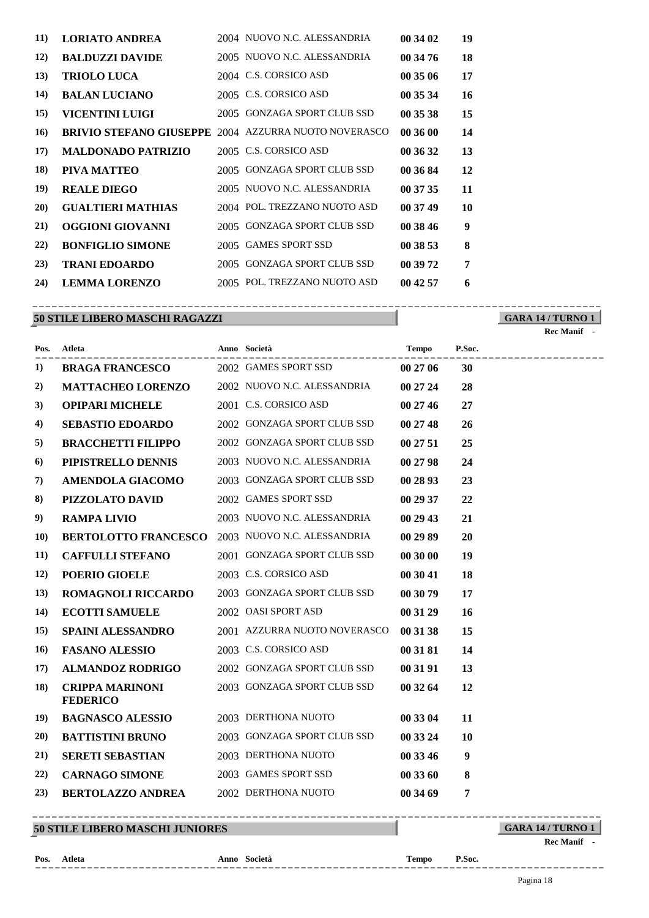| Pos. | Atleta | Anno | Società | Tempo | P.Soc. |
|---|---|---|---|---|---|
| 11) | **LORIATO ANDREA** | 2004 | NUOVO N.C. ALESSANDRIA | **00 34 02** | **19** |
| 12) | **BALDUZZI DAVIDE** | 2005 | NUOVO N.C. ALESSANDRIA | **00 34 76** | **18** |
| 13) | **TRIOLO LUCA** | 2004 | C.S. CORSICO ASD | **00 35 06** | **17** |
| 14) | **BALAN LUCIANO** | 2005 | C.S. CORSICO ASD | **00 35 34** | **16** |
| 15) | **VICENTINI LUIGI** | 2005 | GONZAGA SPORT CLUB SSD | **00 35 38** | **15** |
| 16) | **BRIVIO STEFANO GIUSEPPE** | 2004 | AZZURRA NUOTO NOVERASCO | **00 36 00** | **14** |
| 17) | **MALDONADO PATRIZIO** | 2005 | C.S. CORSICO ASD | **00 36 32** | **13** |
| 18) | **PIVA MATTEO** | 2005 | GONZAGA SPORT CLUB SSD | **00 36 84** | **12** |
| 19) | **REALE DIEGO** | 2005 | NUOVO N.C. ALESSANDRIA | **00 37 35** | **11** |
| 20) | **GUALTIERI MATHIAS** | 2004 | POL. TREZZANO NUOTO ASD | **00 37 49** | **10** |
| 21) | **OGGIONI GIOVANNI** | 2005 | GONZAGA SPORT CLUB SSD | **00 38 46** | **9** |
| 22) | **BONFIGLIO SIMONE** | 2005 | GAMES SPORT SSD | **00 38 53** | **8** |
| 23) | **TRANI EDOARDO** | 2005 | GONZAGA SPORT CLUB SSD | **00 39 72** | **7** |
| 24) | **LEMMA LORENZO** | 2005 | POL. TREZZANO NUOTO ASD | **00 42 57** | **6** |

## 50 STILE LIBERO MASCHI RAGAZZI

**GARA 14 / TURNO 1**

**Rec Manif** -

| Pos. | Atleta | Anno | Società | Tempo | P.Soc. |
|---|---|---|---|---|---|
| 1) | **BRAGA FRANCESCO** | 2002 | GAMES SPORT SSD | **00 27 06** | **30** |
| 2) | **MATTACHEO LORENZO** | 2002 | NUOVO N.C. ALESSANDRIA | **00 27 24** | **28** |
| 3) | **OPIPARI MICHELE** | 2001 | C.S. CORSICO ASD | **00 27 46** | **27** |
| 4) | **SEBASTIO EDOARDO** | 2002 | GONZAGA SPORT CLUB SSD | **00 27 48** | **26** |
| 5) | **BRACCHETTI FILIPPO** | 2002 | GONZAGA SPORT CLUB SSD | **00 27 51** | **25** |
| 6) | **PIPISTRELLO DENNIS** | 2003 | NUOVO N.C. ALESSANDRIA | **00 27 98** | **24** |
| 7) | **AMENDOLA GIACOMO** | 2003 | GONZAGA SPORT CLUB SSD | **00 28 93** | **23** |
| 8) | **PIZZOLATO DAVID** | 2002 | GAMES SPORT SSD | **00 29 37** | **22** |
| 9) | **RAMPA LIVIO** | 2003 | NUOVO N.C. ALESSANDRIA | **00 29 43** | **21** |
| 10) | **BERTOLOTTO FRANCESCO** | 2003 | NUOVO N.C. ALESSANDRIA | **00 29 89** | **20** |
| 11) | **CAFFULLI STEFANO** | 2001 | GONZAGA SPORT CLUB SSD | **00 30 00** | **19** |
| 12) | **POERIO GIOELE** | 2003 | C.S. CORSICO ASD | **00 30 41** | **18** |
| 13) | **ROMAGNOLI RICCARDO** | 2003 | GONZAGA SPORT CLUB SSD | **00 30 79** | **17** |
| 14) | **ECOTTI SAMUELE** | 2002 | OASI SPORT ASD | **00 31 29** | **16** |
| 15) | **SPAINI ALESSANDRO** | 2001 | AZZURRA NUOTO NOVERASCO | **00 31 38** | **15** |
| 16) | **FASANO ALESSIO** | 2003 | C.S. CORSICO ASD | **00 31 81** | **14** |
| 17) | **ALMANDOZ RODRIGO** | 2002 | GONZAGA SPORT CLUB SSD | **00 31 91** | **13** |
| 18) | **CRIPPA MARINONI FEDERICO** | 2003 | GONZAGA SPORT CLUB SSD | **00 32 64** | **12** |
| 19) | **BAGNASCO ALESSIO** | 2003 | DERTHONA NUOTO | **00 33 04** | **11** |
| 20) | **BATTISTINI BRUNO** | 2003 | GONZAGA SPORT CLUB SSD | **00 33 24** | **10** |
| 21) | **SERETI SEBASTIAN** | 2003 | DERTHONA NUOTO | **00 33 46** | **9** |
| 22) | **CARNAGO SIMONE** | 2003 | GAMES SPORT SSD | **00 33 60** | **8** |
| 23) | **BERTOLAZZO ANDREA** | 2002 | DERTHONA NUOTO | **00 34 69** | **7** |

## 50 STILE LIBERO MASCHI JUNIORES

**GARA 14 / TURNO 1**

**Rec Manif** -

| Pos. | Atleta | Anno | Società | Tempo | P.Soc. |
|---|---|---|---|---|---|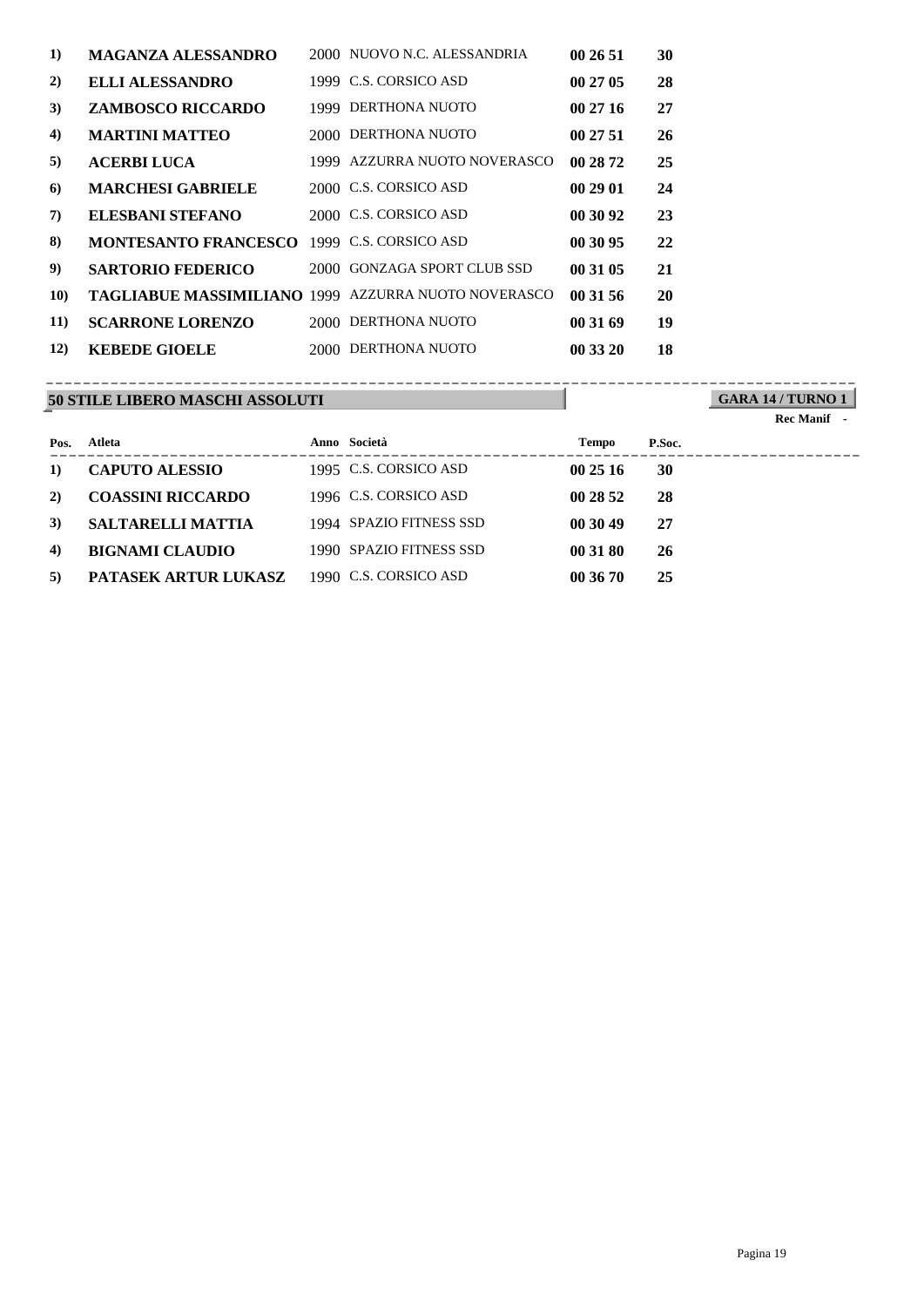| | | | | | |
|---|---|---|---|---|---|
| **1)** | **MAGANZA ALESSANDRO** | 2000 | NUOVO N.C. ALESSANDRIA | **00 26 51** | **30** |
| **2)** | **ELLI ALESSANDRO** | 1999 | C.S. CORSICO ASD | **00 27 05** | **28** |
| **3)** | **ZAMBOSCO RICCARDO** | 1999 | DERTHONA NUOTO | **00 27 16** | **27** |
| **4)** | **MARTINI MATTEO** | 2000 | DERTHONA NUOTO | **00 27 51** | **26** |
| **5)** | **ACERBI LUCA** | 1999 | AZZURRA NUOTO NOVERASCO | **00 28 72** | **25** |
| **6)** | **MARCHESI GABRIELE** | 2000 | C.S. CORSICO ASD | **00 29 01** | **24** |
| **7)** | **ELESBANI STEFANO** | 2000 | C.S. CORSICO ASD | **00 30 92** | **23** |
| **8)** | **MONTESANTO FRANCESCO** | 1999 | C.S. CORSICO ASD | **00 30 95** | **22** |
| **9)** | **SARTORIO FEDERICO** | 2000 | GONZAGA SPORT CLUB SSD | **00 31 05** | **21** |
| **10)** | **TAGLIABUE MASSIMILIANO** | 1999 | AZZURRA NUOTO NOVERASCO | **00 31 56** | **20** |
| **11)** | **SCARRONE LORENZO** | 2000 | DERTHONA NUOTO | **00 31 69** | **19** |
| **12)** | **KEBEDE GIOELE** | 2000 | DERTHONA NUOTO | **00 33 20** | **18** |

## 50 STILE LIBERO MASCHI ASSOLUTI

**GARA 14 / TURNO 1**

**Rec Manif -**

| Pos. | Atleta | Anno | Società | Tempo | P.Soc. |
|---|---|---|---|---|---|
| **1)** | **CAPUTO ALESSIO** | 1995 | C.S. CORSICO ASD | **00 25 16** | **30** |
| **2)** | **COASSINI RICCARDO** | 1996 | C.S. CORSICO ASD | **00 28 52** | **28** |
| **3)** | **SALTARELLI MATTIA** | 1994 | SPAZIO FITNESS SSD | **00 30 49** | **27** |
| **4)** | **BIGNAMI CLAUDIO** | 1990 | SPAZIO FITNESS SSD | **00 31 80** | **26** |
| **5)** | **PATASEK ARTUR LUKASZ** | 1990 | C.S. CORSICO ASD | **00 36 70** | **25** |